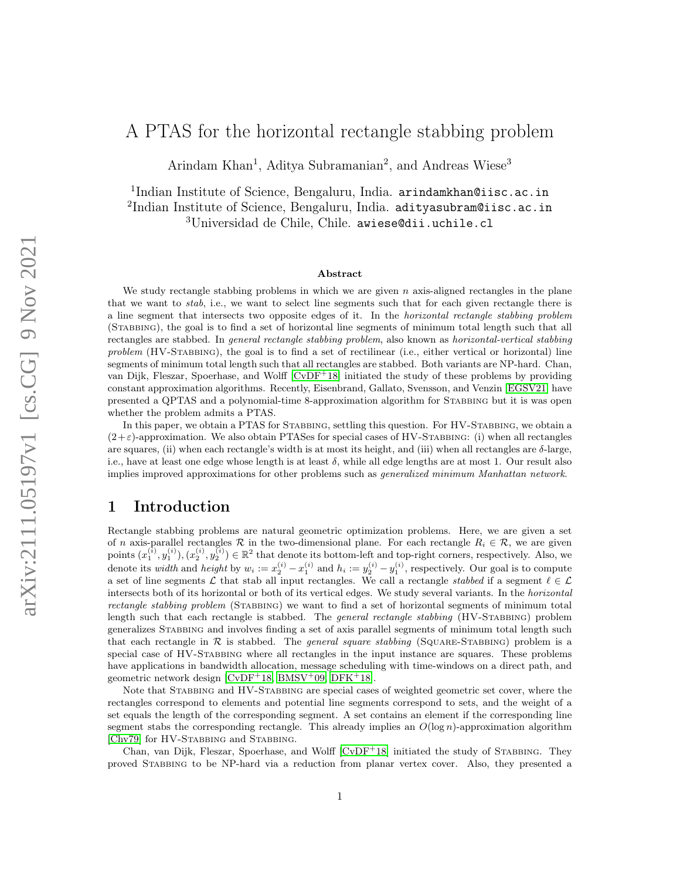# A PTAS for the horizontal rectangle stabbing problem

Arindam Khan[1], Aditya Subramanian[2], and Andreas Wiese[3]

[1]Indian Institute of Science, Bengaluru, India. arindamkhan@iisc.ac.in
[2]Indian Institute of Science, Bengaluru, India. adityasubram@iisc.ac.in
[3]Universidad de Chile, Chile. awiese@dii.uchile.cl

### Abstract

We study rectangle stabbing problems in which we are given $n$ axis-aligned rectangles in the plane that we want to *stab*, i.e., we want to select line segments such that for each given rectangle there is a line segment that intersects two opposite edges of it. In the *horizontal rectangle stabbing problem* (Stabbing), the goal is to find a set of horizontal line segments of minimum total length such that all rectangles are stabbed. In *general rectangle stabbing problem*, also known as *horizontal-vertical stabbing problem* (HV-Stabbing), the goal is to find a set of rectilinear (i.e., either vertical or horizontal) line segments of minimum total length such that all rectangles are stabbed. Both variants are NP-hard. Chan, van Dijk, Fleszar, Spoerhase, and Wolff [CvDF+18] initiated the study of these problems by providing constant approximation algorithms. Recently, Eisenbrand, Gallato, Svensson, and Venzin [EGSV21] have presented a QPTAS and a polynomial-time 8-approximation algorithm for Stabbing but it is was open whether the problem admits a PTAS.

In this paper, we obtain a PTAS for Stabbing, settling this question. For HV-Stabbing, we obtain a $(2+\varepsilon)$-approximation. We also obtain PTASes for special cases of HV-Stabbing: (i) when all rectangles are squares, (ii) when each rectangle's width is at most its height, and (iii) when all rectangles are $\delta$-large, i.e., have at least one edge whose length is at least $\delta$, while all edge lengths are at most 1. Our result also implies improved approximations for other problems such as *generalized minimum Manhattan network*.

## 1 Introduction

Rectangle stabbing problems are natural geometric optimization problems. Here, we are given a set of $n$ axis-parallel rectangles $\mathcal{R}$ in the two-dimensional plane. For each rectangle $R_i \in \mathcal{R}$, we are given points $(x_1^{(i)}, y_1^{(i)}), (x_2^{(i)}, y_2^{(i)}) \in \mathbb{R}^2$ that denote its bottom-left and top-right corners, respectively. Also, we denote its *width* and *height* by $w_i := x_2^{(i)} - x_1^{(i)}$ and $h_i := y_2^{(i)} - y_1^{(i)}$, respectively. Our goal is to compute a set of line segments $\mathcal{L}$ that stab all input rectangles. We call a rectangle *stabbed* if a segment $\ell \in \mathcal{L}$ intersects both of its horizontal or both of its vertical edges. We study several variants. In the *horizontal rectangle stabbing problem* (Stabbing) we want to find a set of horizontal segments of minimum total length such that each rectangle is stabbed. The *general rectangle stabbing* (HV-Stabbing) problem generalizes Stabbing and involves finding a set of axis parallel segments of minimum total length such that each rectangle in $\mathcal{R}$ is stabbed. The *general square stabbing* (Square-Stabbing) problem is a special case of HV-Stabbing where all rectangles in the input instance are squares. These problems have applications in bandwidth allocation, message scheduling with time-windows on a direct path, and geometric network design [CvDF+18, BMSV+09, DFK+18].

Note that Stabbing and HV-Stabbing are special cases of weighted geometric set cover, where the rectangles correspond to elements and potential line segments correspond to sets, and the weight of a set equals the length of the corresponding segment. A set contains an element if the corresponding line segment stabs the corresponding rectangle. This already implies an $O(\log n)$-approximation algorithm [Chv79] for HV-Stabbing and Stabbing.

Chan, van Dijk, Fleszar, Spoerhase, and Wolff [CvDF+18] initiated the study of Stabbing. They proved Stabbing to be NP-hard via a reduction from planar vertex cover. Also, they presented a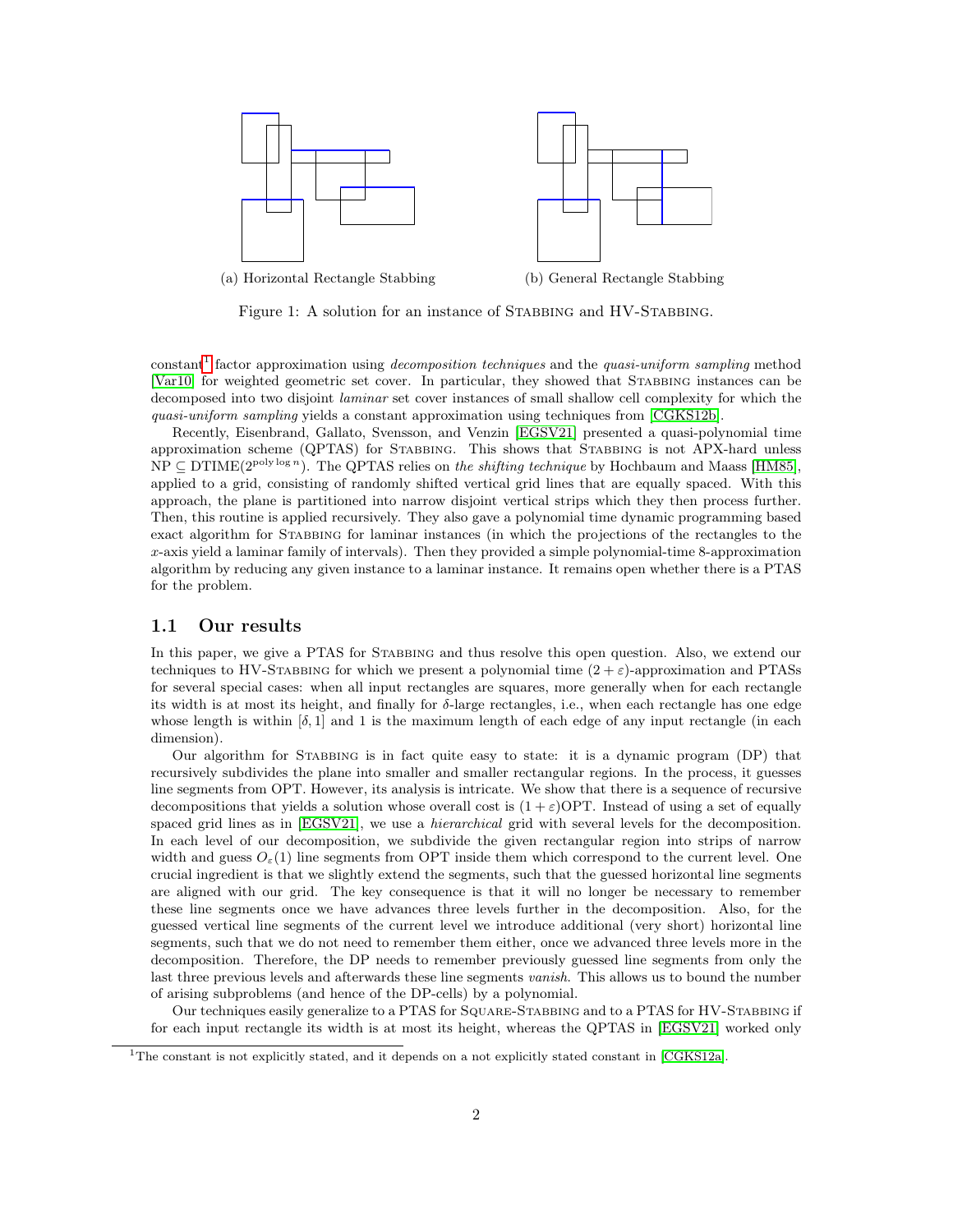(a) Horizontal Rectangle Stabbing

(b) General Rectangle Stabbing

Figure 1: A solution for an instance of Stabbing and HV-Stabbing.

constant[1] factor approximation using *decomposition techniques* and the *quasi-uniform sampling* method [Var10] for weighted geometric set cover. In particular, they showed that Stabbing instances can be decomposed into two disjoint *laminar* set cover instances of small shallow cell complexity for which the *quasi-uniform sampling* yields a constant approximation using techniques from [CGKS12b].

Recently, Eisenbrand, Gallato, Svensson, and Venzin [EGSV21] presented a quasi-polynomial time approximation scheme (QPTAS) for Stabbing. This shows that Stabbing is not APX-hard unless $\mathrm{NP} \subseteq \mathrm{DTIME}(2^{\mathrm{poly}\log n})$. The QPTAS relies on *the shifting technique* by Hochbaum and Maass [HM85], applied to a grid, consisting of randomly shifted vertical grid lines that are equally spaced. With this approach, the plane is partitioned into narrow disjoint vertical strips which they then process further. Then, this routine is applied recursively. They also gave a polynomial time dynamic programming based exact algorithm for Stabbing for laminar instances (in which the projections of the rectangles to the $x$-axis yield a laminar family of intervals). Then they provided a simple polynomial-time 8-approximation algorithm by reducing any given instance to a laminar instance. It remains open whether there is a PTAS for the problem.

## 1.1 Our results

In this paper, we give a PTAS for Stabbing and thus resolve this open question. Also, we extend our techniques to HV-Stabbing for which we present a polynomial time $(2 + \varepsilon)$-approximation and PTASs for several special cases: when all input rectangles are squares, more generally when for each rectangle its width is at most its height, and finally for $\delta$-large rectangles, i.e., when each rectangle has one edge whose length is within $[\delta, 1]$ and 1 is the maximum length of each edge of any input rectangle (in each dimension).

Our algorithm for Stabbing is in fact quite easy to state: it is a dynamic program (DP) that recursively subdivides the plane into smaller and smaller rectangular regions. In the process, it guesses line segments from OPT. However, its analysis is intricate. We show that there is a sequence of recursive decompositions that yields a solution whose overall cost is $(1 + \varepsilon)\mathrm{OPT}$. Instead of using a set of equally spaced grid lines as in [EGSV21], we use a *hierarchical* grid with several levels for the decomposition. In each level of our decomposition, we subdivide the given rectangular region into strips of narrow width and guess $O_\varepsilon(1)$ line segments from OPT inside them which correspond to the current level. One crucial ingredient is that we slightly extend the segments, such that the guessed horizontal line segments are aligned with our grid. The key consequence is that it will no longer be necessary to remember these line segments once we have advances three levels further in the decomposition. Also, for the guessed vertical line segments of the current level we introduce additional (very short) horizontal line segments, such that we do not need to remember them either, once we advanced three levels more in the decomposition. Therefore, the DP needs to remember previously guessed line segments from only the last three previous levels and afterwards these line segments *vanish*. This allows us to bound the number of arising subproblems (and hence of the DP-cells) by a polynomial.

Our techniques easily generalize to a PTAS for Square-Stabbing and to a PTAS for HV-Stabbing if for each input rectangle its width is at most its height, whereas the QPTAS in [EGSV21] worked only

[1] The constant is not explicitly stated, and it depends on a not explicitly stated constant in [CGKS12a].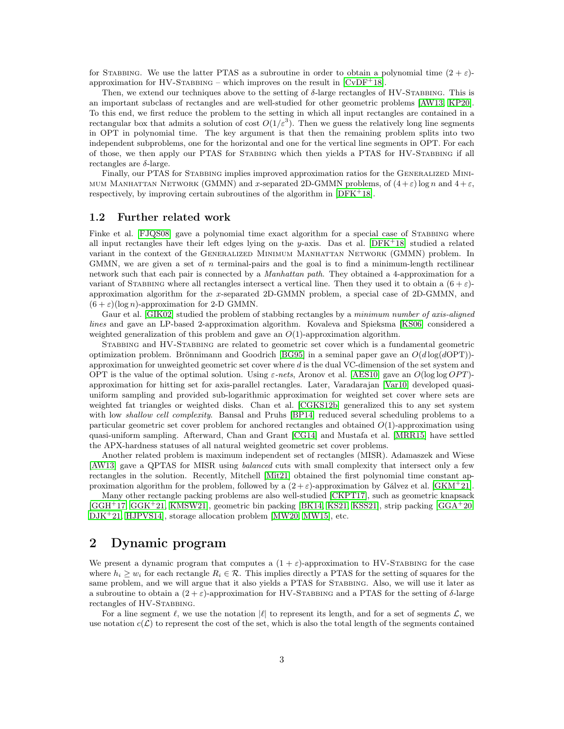for Stabbing. We use the latter PTAS as a subroutine in order to obtain a polynomial time $(2+\varepsilon)$-approximation for HV-Stabbing – which improves on the result in [CvDF+18].

Then, we extend our techniques above to the setting of $\delta$-large rectangles of HV-Stabbing. This is an important subclass of rectangles and are well-studied for other geometric problems [AW13, KP20]. To this end, we first reduce the problem to the setting in which all input rectangles are contained in a rectangular box that admits a solution of cost $O(1/\varepsilon^3)$. Then we guess the relatively long line segments in OPT in polynomial time. The key argument is that then the remaining problem splits into two independent subproblems, one for the horizontal and one for the vertical line segments in OPT. For each of those, we then apply our PTAS for Stabbing which then yields a PTAS for HV-Stabbing if all rectangles are $\delta$-large.

Finally, our PTAS for Stabbing implies improved approximation ratios for the Generalized Minimum Manhattan Network (GMMN) and $x$-separated 2D-GMMN problems, of $(4+\varepsilon)\log n$ and $4+\varepsilon$, respectively, by improving certain subroutines of the algorithm in [DFK+18].

## 1.2 Further related work

Finke et al. [FJQS08] gave a polynomial time exact algorithm for a special case of Stabbing where all input rectangles have their left edges lying on the $y$-axis. Das et al. [DFK+18] studied a related variant in the context of the Generalized Minimum Manhattan Network (GMMN) problem. In GMMN, we are given a set of $n$ terminal-pairs and the goal is to find a minimum-length rectilinear network such that each pair is connected by a *Manhattan path*. They obtained a 4-approximation for a variant of Stabbing where all rectangles intersect a vertical line. Then they used it to obtain a $(6+\varepsilon)$-approximation algorithm for the $x$-separated 2D-GMMN problem, a special case of 2D-GMMN, and $(6+\varepsilon)(\log n)$-approximation for 2-D GMMN.

Gaur et al. [GIK02] studied the problem of stabbing rectangles by a *minimum number of axis-aligned lines* and gave an LP-based 2-approximation algorithm. Kovaleva and Spieksma [KS06] considered a weighted generalization of this problem and gave an $O(1)$-approximation algorithm.

Stabbing and HV-Stabbing are related to geometric set cover which is a fundamental geometric optimization problem. Brönnimann and Goodrich [BG95] in a seminal paper gave an $O(d\log(d\text{OPT}))$-approximation for unweighted geometric set cover where $d$ is the dual VC-dimension of the set system and OPT is the value of the optimal solution. Using $\varepsilon$-*nets*, Aronov et al. [AES10] gave an $O(\log\log OPT)$-approximation for hitting set for axis-parallel rectangles. Later, Varadarajan [Var10] developed quasi-uniform sampling and provided sub-logarithmic approximation for weighted set cover where sets are weighted fat triangles or weighted disks. Chan et al. [CGKS12b] generalized this to any set system with low *shallow cell complexity*. Bansal and Pruhs [BP14] reduced several scheduling problems to a particular geometric set cover problem for anchored rectangles and obtained $O(1)$-approximation using quasi-uniform sampling. Afterward, Chan and Grant [CG14] and Mustafa et al. [MRR15] have settled the APX-hardness statuses of all natural weighted geometric set cover problems.

Another related problem is maximum independent set of rectangles (MISR). Adamaszek and Wiese [AW13] gave a QPTAS for MISR using *balanced* cuts with small complexity that intersect only a few rectangles in the solution. Recently, Mitchell [Mit21] obtained the first polynomial time constant approximation algorithm for the problem, followed by a $(2+\varepsilon)$-approximation by Gálvez et al. [GKM+21].

Many other rectangle packing problems are also well-studied [CKPT17], such as geometric knapsack [GGH+17, GGK+21, KMSW21], geometric bin packing [BK14, KS21, KSS21], strip packing [GGA+20, DJK+21, HJPVS14], storage allocation problem [MW20, MW15], etc.

# 2 Dynamic program

We present a dynamic program that computes a $(1+\varepsilon)$-approximation to HV-Stabbing for the case where $h_i \geq w_i$ for each rectangle $R_i \in \mathcal{R}$. This implies directly a PTAS for the setting of squares for the same problem, and we will argue that it also yields a PTAS for Stabbing. Also, we will use it later as a subroutine to obtain a $(2+\varepsilon)$-approximation for HV-Stabbing and a PTAS for the setting of $\delta$-large rectangles of HV-Stabbing.

For a line segment $\ell$, we use the notation $|\ell|$ to represent its length, and for a set of segments $\mathcal{L}$, we use notation $c(\mathcal{L})$ to represent the cost of the set, which is also the total length of the segments contained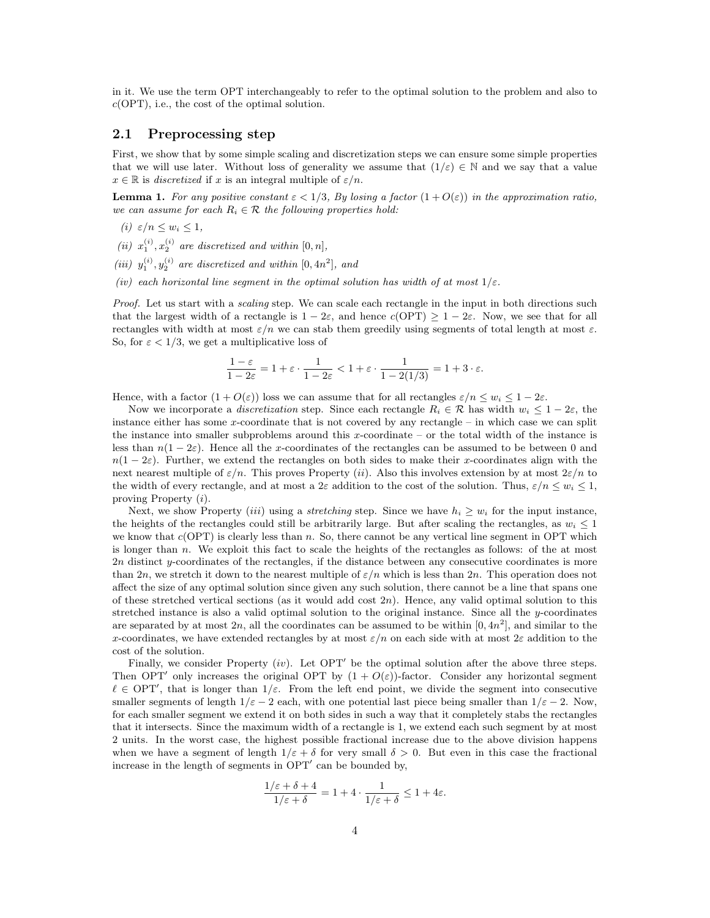in it. We use the term OPT interchangeably to refer to the optimal solution to the problem and also to $c(\text{OPT})$, i.e., the cost of the optimal solution.

## 2.1 Preprocessing step

First, we show that by some simple scaling and discretization steps we can ensure some simple properties that we will use later. Without loss of generality we assume that $(1/\varepsilon) \in \mathbb{N}$ and we say that a value $x \in \mathbb{R}$ is *discretized* if $x$ is an integral multiple of $\varepsilon/n$.

**Lemma 1.** *For any positive constant $\varepsilon < 1/3$, By losing a factor $(1 + O(\varepsilon))$ in the approximation ratio, we can assume for each $R_i \in \mathcal{R}$ the following properties hold:*

*(i) $\varepsilon/n \leq w_i \leq 1$,*

*(ii) $x_1^{(i)}, x_2^{(i)}$ are discretized and within $[0, n]$,*

*(iii) $y_1^{(i)}, y_2^{(i)}$ are discretized and within $[0, 4n^2]$, and*

*(iv) each horizontal line segment in the optimal solution has width of at most $1/\varepsilon$.*

*Proof.* Let us start with a *scaling* step. We can scale each rectangle in the input in both directions such that the largest width of a rectangle is $1 - 2\varepsilon$, and hence $c(\text{OPT}) \geq 1 - 2\varepsilon$. Now, we see that for all rectangles with width at most $\varepsilon/n$ we can stab them greedily using segments of total length at most $\varepsilon$. So, for $\varepsilon < 1/3$, we get a multiplicative loss of

$$\frac{1-\varepsilon}{1-2\varepsilon} = 1 + \varepsilon \cdot \frac{1}{1-2\varepsilon} < 1 + \varepsilon \cdot \frac{1}{1-2(1/3)} = 1 + 3 \cdot \varepsilon.$$

Hence, with a factor $(1 + O(\varepsilon))$ loss we can assume that for all rectangles $\varepsilon/n \leq w_i \leq 1 - 2\varepsilon$.

Now we incorporate a *discretization* step. Since each rectangle $R_i \in \mathcal{R}$ has width $w_i \leq 1 - 2\varepsilon$, the instance either has some $x$-coordinate that is not covered by any rectangle – in which case we can split the instance into smaller subproblems around this $x$-coordinate – or the total width of the instance is less than $n(1 - 2\varepsilon)$. Hence all the $x$-coordinates of the rectangles can be assumed to be between 0 and $n(1 - 2\varepsilon)$. Further, we extend the rectangles on both sides to make their $x$-coordinates align with the next nearest multiple of $\varepsilon/n$. This proves Property $(ii)$. Also this involves extension by at most $2\varepsilon/n$ to the width of every rectangle, and at most a $2\varepsilon$ addition to the cost of the solution. Thus, $\varepsilon/n \leq w_i \leq 1$, proving Property $(i)$.

Next, we show Property $(iii)$ using a *stretching* step. Since we have $h_i \geq w_i$ for the input instance, the heights of the rectangles could still be arbitrarily large. But after scaling the rectangles, as $w_i \leq 1$ we know that $c(\text{OPT})$ is clearly less than $n$. So, there cannot be any vertical line segment in OPT which is longer than $n$. We exploit this fact to scale the heights of the rectangles as follows: of the at most $2n$ distinct $y$-coordinates of the rectangles, if the distance between any consecutive coordinates is more than $2n$, we stretch it down to the nearest multiple of $\varepsilon/n$ which is less than $2n$. This operation does not affect the size of any optimal solution since given any such solution, there cannot be a line that spans one of these stretched vertical sections (as it would add cost $2n$). Hence, any valid optimal solution to this stretched instance is also a valid optimal solution to the original instance. Since all the $y$-coordinates are separated by at most $2n$, all the coordinates can be assumed to be within $[0, 4n^2]$, and similar to the $x$-coordinates, we have extended rectangles by at most $\varepsilon/n$ on each side with at most $2\varepsilon$ addition to the cost of the solution.

Finally, we consider Property $(iv)$. Let $\text{OPT}'$ be the optimal solution after the above three steps. Then $\text{OPT}'$ only increases the original OPT by $(1 + O(\varepsilon))$-factor. Consider any horizontal segment $\ell \in \text{OPT}'$, that is longer than $1/\varepsilon$. From the left end point, we divide the segment into consecutive smaller segments of length $1/\varepsilon - 2$ each, with one potential last piece being smaller than $1/\varepsilon - 2$. Now, for each smaller segment we extend it on both sides in such a way that it completely stabs the rectangles that it intersects. Since the maximum width of a rectangle is 1, we extend each such segment by at most 2 units. In the worst case, the highest possible fractional increase due to the above division happens when we have a segment of length $1/\varepsilon + \delta$ for very small $\delta > 0$. But even in this case the fractional increase in the length of segments in $\text{OPT}'$ can be bounded by,

$$\frac{1/\varepsilon + \delta + 4}{1/\varepsilon + \delta} = 1 + 4 \cdot \frac{1}{1/\varepsilon + \delta} \leq 1 + 4\varepsilon.$$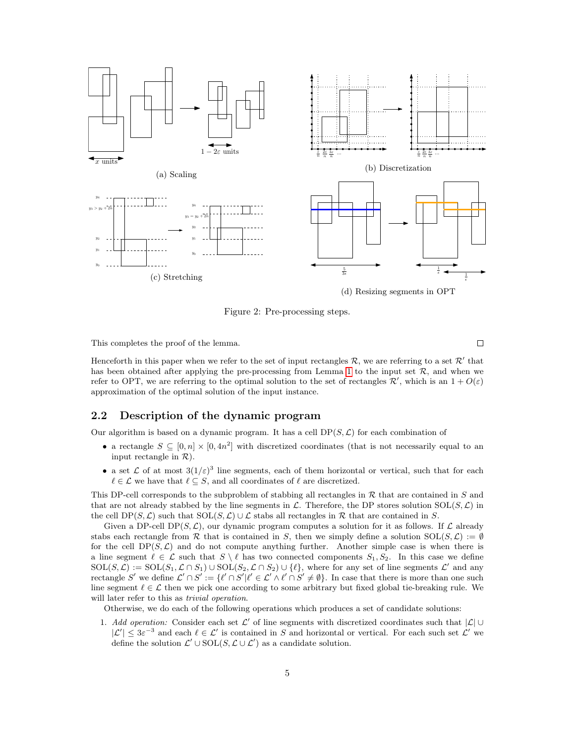(a) Scaling

(b) Discretization

(c) Stretching

(d) Resizing segments in OPT

Figure 2: Pre-processing steps.

This completes the proof of the lemma. □

Henceforth in this paper when we refer to the set of input rectangles $\mathcal{R}$, we are referring to a set $\mathcal{R}'$ that has been obtained after applying the pre-processing from Lemma 1 to the input set $\mathcal{R}$, and when we refer to OPT, we are referring to the optimal solution to the set of rectangles $\mathcal{R}'$, which is an $1 + O(\varepsilon)$ approximation of the optimal solution of the input instance.

## 2.2 Description of the dynamic program

Our algorithm is based on a dynamic program. It has a cell $\mathrm{DP}(S, \mathcal{L})$ for each combination of

- a rectangle $S \subseteq [0, n] \times [0, 4n^2]$ with discretized coordinates (that is not necessarily equal to an input rectangle in $\mathcal{R}$).
- a set $\mathcal{L}$ of at most $3(1/\varepsilon)^3$ line segments, each of them horizontal or vertical, such that for each $\ell \in \mathcal{L}$ we have that $\ell \subseteq S$, and all coordinates of $\ell$ are discretized.

This DP-cell corresponds to the subproblem of stabbing all rectangles in $\mathcal{R}$ that are contained in $S$ and that are not already stabbed by the line segments in $\mathcal{L}$. Therefore, the DP stores solution $\mathrm{SOL}(S, \mathcal{L})$ in the cell $\mathrm{DP}(S, \mathcal{L})$ such that $\mathrm{SOL}(S, \mathcal{L}) \cup \mathcal{L}$ stabs all rectangles in $\mathcal{R}$ that are contained in $S$.

Given a DP-cell $\mathrm{DP}(S, \mathcal{L})$, our dynamic program computes a solution for it as follows. If $\mathcal{L}$ already stabs each rectangle from $\mathcal{R}$ that is contained in $S$, then we simply define a solution $\mathrm{SOL}(S, \mathcal{L}) := \emptyset$ for the cell $\mathrm{DP}(S, \mathcal{L})$ and do not compute anything further. Another simple case is when there is a line segment $\ell \in \mathcal{L}$ such that $S \setminus \ell$ has two connected components $S_1, S_2$. In this case we define $\mathrm{SOL}(S, \mathcal{L}) := \mathrm{SOL}(S_1, \mathcal{L} \cap S_1) \cup \mathrm{SOL}(S_2, \mathcal{L} \cap S_2) \cup \{\ell\}$, where for any set of line segments $\mathcal{L}'$ and any rectangle $S'$ we define $\mathcal{L}' \cap S' := \{\ell' \cap S' | \ell' \in \mathcal{L}' \wedge \ell' \cap S' \neq \emptyset\}$. In case that there is more than one such line segment $\ell \in \mathcal{L}$ then we pick one according to some arbitrary but fixed global tie-breaking rule. We will later refer to this as *trivial operation*.

Otherwise, we do each of the following operations which produces a set of candidate solutions:

1. *Add operation:* Consider each set $\mathcal{L}'$ of line segments with discretized coordinates such that $|\mathcal{L}| \cup |\mathcal{L}'| \leq 3\varepsilon^{-3}$ and each $\ell \in \mathcal{L}'$ is contained in $S$ and horizontal or vertical. For each such set $\mathcal{L}'$ we define the solution $\mathcal{L}' \cup \mathrm{SOL}(S, \mathcal{L} \cup \mathcal{L}')$ as a candidate solution.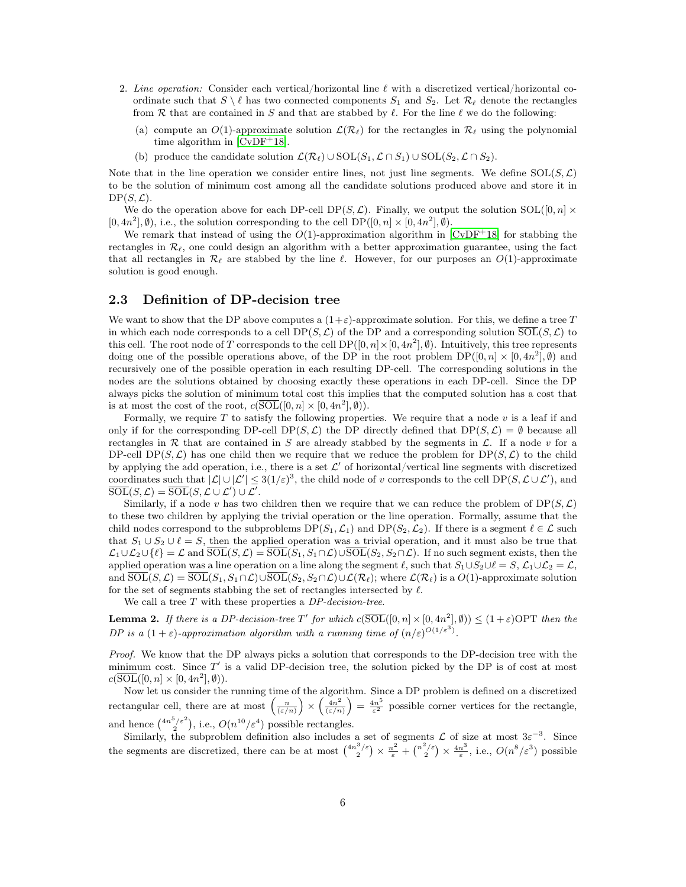2. *Line operation:* Consider each vertical/horizontal line $\ell$ with a discretized vertical/horizontal coordinate such that $S \setminus \ell$ has two connected components $S_1$ and $S_2$. Let $\mathcal{R}_\ell$ denote the rectangles from $\mathcal{R}$ that are contained in $S$ and that are stabbed by $\ell$. For the line $\ell$ we do the following:

   (a) compute an $O(1)$-approximate solution $\mathcal{L}(\mathcal{R}_\ell)$ for the rectangles in $\mathcal{R}_\ell$ using the polynomial time algorithm in [CvDF+18].

   (b) produce the candidate solution $\mathcal{L}(\mathcal{R}_\ell) \cup \mathrm{SOL}(S_1, \mathcal{L} \cap S_1) \cup \mathrm{SOL}(S_2, \mathcal{L} \cap S_2)$.

Note that in the line operation we consider entire lines, not just line segments. We define $\mathrm{SOL}(S, \mathcal{L})$ to be the solution of minimum cost among all the candidate solutions produced above and store it in $\mathrm{DP}(S, \mathcal{L})$.

We do the operation above for each DP-cell $\mathrm{DP}(S, \mathcal{L})$. Finally, we output the solution $\mathrm{SOL}([0, n] \times [0, 4n^2], \emptyset)$, i.e., the solution corresponding to the cell $\mathrm{DP}([0, n] \times [0, 4n^2], \emptyset)$.

We remark that instead of using the $O(1)$-approximation algorithm in [CvDF+18] for stabbing the rectangles in $\mathcal{R}_\ell$, one could design an algorithm with a better approximation guarantee, using the fact that all rectangles in $\mathcal{R}_\ell$ are stabbed by the line $\ell$. However, for our purposes an $O(1)$-approximate solution is good enough.

## 2.3 Definition of DP-decision tree

We want to show that the DP above computes a $(1+\varepsilon)$-approximate solution. For this, we define a tree $T$ in which each node corresponds to a cell $\mathrm{DP}(S, \mathcal{L})$ of the DP and a corresponding solution $\overline{\mathrm{SOL}}(S, \mathcal{L})$ to this cell. The root node of $T$ corresponds to the cell $\mathrm{DP}([0, n] \times [0, 4n^2], \emptyset)$. Intuitively, this tree represents doing one of the possible operations above, of the DP in the root problem $\mathrm{DP}([0, n] \times [0, 4n^2], \emptyset)$ and recursively one of the possible operation in each resulting DP-cell. The corresponding solutions in the nodes are the solutions obtained by choosing exactly these operations in each DP-cell. Since the DP always picks the solution of minimum total cost this implies that the computed solution has a cost that is at most the cost of the root, $c(\overline{\mathrm{SOL}}([0, n] \times [0, 4n^2], \emptyset))$.

Formally, we require $T$ to satisfy the following properties. We require that a node $v$ is a leaf if and only if for the corresponding DP-cell $\mathrm{DP}(S, \mathcal{L})$ the DP directly defined that $\mathrm{DP}(S, \mathcal{L}) = \emptyset$ because all rectangles in $\mathcal{R}$ that are contained in $S$ are already stabbed by the segments in $\mathcal{L}$. If a node $v$ for a DP-cell $\mathrm{DP}(S, \mathcal{L})$ has one child then we require that we reduce the problem for $\mathrm{DP}(S, \mathcal{L})$ to the child by applying the add operation, i.e., there is a set $\mathcal{L}'$ of horizontal/vertical line segments with discretized coordinates such that $|\mathcal{L}| \cup |\mathcal{L}'| \leq 3(1/\varepsilon)^3$, the child node of $v$ corresponds to the cell $\mathrm{DP}(S, \mathcal{L} \cup \mathcal{L}')$, and $\overline{\mathrm{SOL}}(S, \mathcal{L}) = \overline{\mathrm{SOL}}(S, \mathcal{L} \cup \mathcal{L}') \cup \mathcal{L}'$.

Similarly, if a node $v$ has two children then we require that we can reduce the problem of $\mathrm{DP}(S, \mathcal{L})$ to these two children by applying the trivial operation or the line operation. Formally, assume that the child nodes correspond to the subproblems $\mathrm{DP}(S_1, \mathcal{L}_1)$ and $\mathrm{DP}(S_2, \mathcal{L}_2)$. If there is a segment $\ell \in \mathcal{L}$ such that $S_1 \cup S_2 \cup \ell = S$, then the applied operation was a trivial operation, and it must also be true that $\mathcal{L}_1 \cup \mathcal{L}_2 \cup \{\ell\} = \mathcal{L}$ and $\overline{\mathrm{SOL}}(S, \mathcal{L}) = \overline{\mathrm{SOL}}(S_1, S_1 \cap \mathcal{L}) \cup \overline{\mathrm{SOL}}(S_2, S_2 \cap \mathcal{L})$. If no such segment exists, then the applied operation was a line operation on a line along the segment $\ell$, such that $S_1 \cup S_2 \cup \ell = S$, $\mathcal{L}_1 \cup \mathcal{L}_2 = \mathcal{L}$, and $\overline{\mathrm{SOL}}(S, \mathcal{L}) = \overline{\mathrm{SOL}}(S_1, S_1 \cap \mathcal{L}) \cup \overline{\mathrm{SOL}}(S_2, S_2 \cap \mathcal{L}) \cup \mathcal{L}(\mathcal{R}_\ell)$; where $\mathcal{L}(\mathcal{R}_\ell)$ is a $O(1)$-approximate solution for the set of segments stabbing the set of rectangles intersected by $\ell$.

We call a tree $T$ with these properties a *DP-decision-tree*.

**Lemma 2.** *If there is a DP-decision-tree $T'$ for which $c(\overline{\mathrm{SOL}}([0, n] \times [0, 4n^2], \emptyset)) \leq (1+\varepsilon)\mathrm{OPT}$ then the DP is a $(1+\varepsilon)$-approximation algorithm with a running time of $(n/\varepsilon)^{O(1/\varepsilon^3)}$.*

*Proof.* We know that the DP always picks a solution that corresponds to the DP-decision tree with the minimum cost. Since $T'$ is a valid DP-decision tree, the solution picked by the DP is of cost at most $c(\overline{\mathrm{SOL}}([0, n] \times [0, 4n^2], \emptyset))$.

Now let us consider the running time of the algorithm. Since a DP problem is defined on a discretized rectangular cell, there are at most $\left(\frac{n}{(\varepsilon/n)}\right) \times \left(\frac{4n^2}{(\varepsilon/n)}\right) = \frac{4n^5}{\varepsilon^2}$ possible corner vertices for the rectangle, and hence $\binom{4n^5/\varepsilon^2}{2}$, i.e., $O(n^{10}/\varepsilon^4)$ possible rectangles.

Similarly, the subproblem definition also includes a set of segments $\mathcal{L}$ of size at most $3\varepsilon^{-3}$. Since the segments are discretized, there can be at most $\binom{4n^3/\varepsilon}{2} \times \frac{n^2}{\varepsilon} + \binom{n^2/\varepsilon}{2} \times \frac{4n^3}{\varepsilon}$, i.e., $O(n^8/\varepsilon^3)$ possible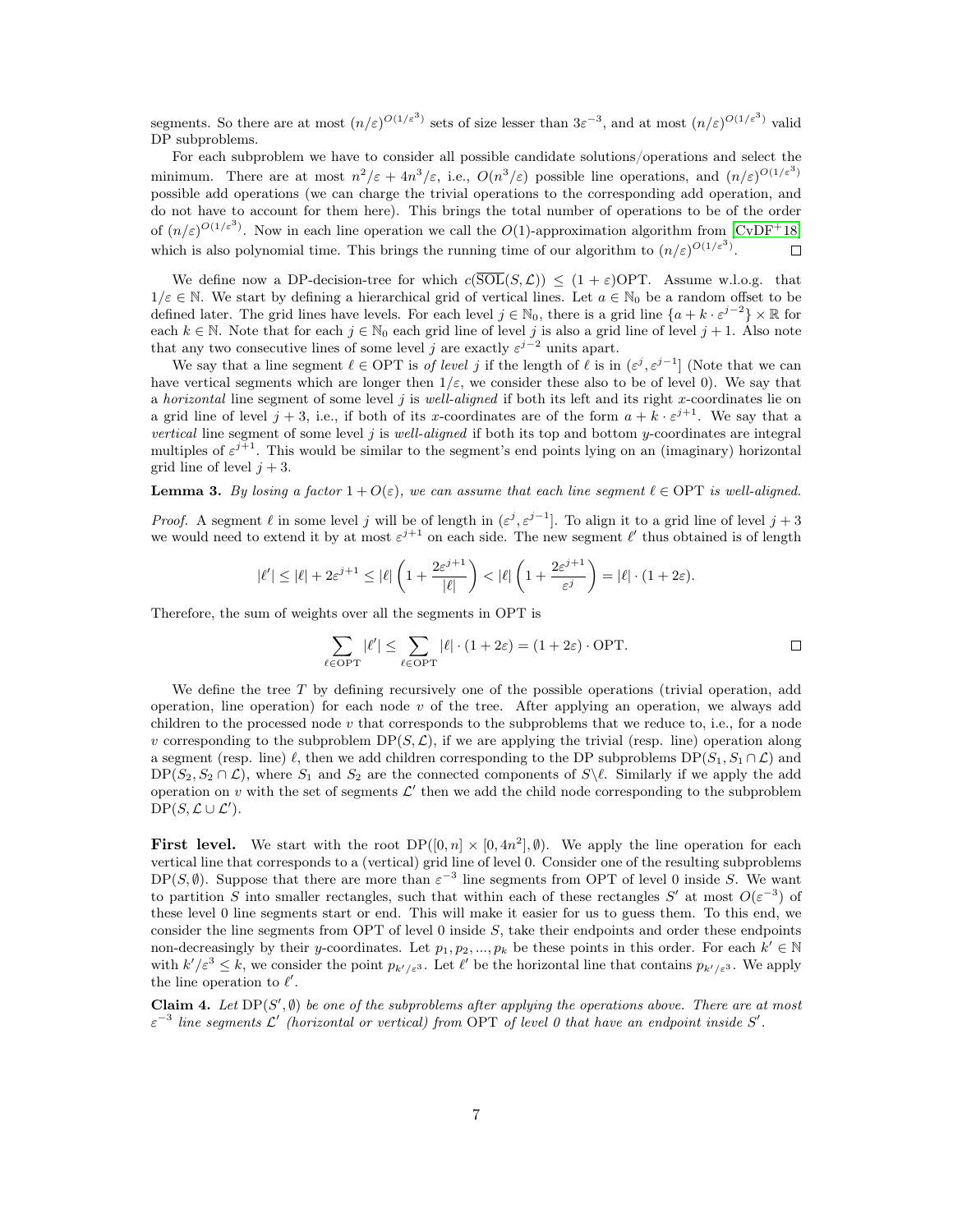segments. So there are at most $(n/\varepsilon)^{O(1/\varepsilon^3)}$ sets of size lesser than $3\varepsilon^{-3}$, and at most $(n/\varepsilon)^{O(1/\varepsilon^3)}$ valid DP subproblems.

For each subproblem we have to consider all possible candidate solutions/operations and select the minimum. There are at most $n^2/\varepsilon + 4n^3/\varepsilon$, i.e., $O(n^3/\varepsilon)$ possible line operations, and $(n/\varepsilon)^{O(1/\varepsilon^3)}$ possible add operations (we can charge the trivial operations to the corresponding add operation, and do not have to account for them here). This brings the total number of operations to be of the order of $(n/\varepsilon)^{O(1/\varepsilon^3)}$. Now in each line operation we call the $O(1)$-approximation algorithm from [CvDF+18] which is also polynomial time. This brings the running time of our algorithm to $(n/\varepsilon)^{O(1/\varepsilon^3)}$. ◻

We define now a DP-decision-tree for which $c(\overline{\mathrm{SOL}}(S, \mathcal{L})) \leq (1+\varepsilon)\mathrm{OPT}$. Assume w.l.o.g. that $1/\varepsilon \in \mathbb{N}$. We start by defining a hierarchical grid of vertical lines. Let $a \in \mathbb{N}_0$ be a random offset to be defined later. The grid lines have levels. For each level $j \in \mathbb{N}_0$, there is a grid line $\{a + k \cdot \varepsilon^{j-2}\} \times \mathbb{R}$ for each $k \in \mathbb{N}$. Note that for each $j \in \mathbb{N}_0$ each grid line of level $j$ is also a grid line of level $j+1$. Also note that any two consecutive lines of some level $j$ are exactly $\varepsilon^{j-2}$ units apart.

We say that a line segment $\ell \in \mathrm{OPT}$ is *of level* $j$ if the length of $\ell$ is in $(\varepsilon^j, \varepsilon^{j-1}]$ (Note that we can have vertical segments which are longer then $1/\varepsilon$, we consider these also to be of level 0). We say that a *horizontal* line segment of some level $j$ is *well-aligned* if both its left and its right $x$-coordinates lie on a grid line of level $j+3$, i.e., if both of its $x$-coordinates are of the form $a + k \cdot \varepsilon^{j+1}$. We say that a *vertical* line segment of some level $j$ is *well-aligned* if both its top and bottom $y$-coordinates are integral multiples of $\varepsilon^{j+1}$. This would be similar to the segment's end points lying on an (imaginary) horizontal grid line of level $j+3$.

**Lemma 3.** *By losing a factor $1 + O(\varepsilon)$, we can assume that each line segment $\ell \in \mathrm{OPT}$ is well-aligned.*

*Proof.* A segment $\ell$ in some level $j$ will be of length in $(\varepsilon^j, \varepsilon^{j-1}]$. To align it to a grid line of level $j+3$ we would need to extend it by at most $\varepsilon^{j+1}$ on each side. The new segment $\ell'$ thus obtained is of length

$$|\ell'| \leq |\ell| + 2\varepsilon^{j+1} \leq |\ell|\left(1 + \frac{2\varepsilon^{j+1}}{|\ell|}\right) < |\ell|\left(1 + \frac{2\varepsilon^{j+1}}{\varepsilon^j}\right) = |\ell| \cdot (1 + 2\varepsilon).$$

Therefore, the sum of weights over all the segments in OPT is

$$\sum_{\ell \in \mathrm{OPT}} |\ell'| \leq \sum_{\ell \in \mathrm{OPT}} |\ell| \cdot (1 + 2\varepsilon) = (1 + 2\varepsilon) \cdot \mathrm{OPT}.$$

◻

We define the tree $T$ by defining recursively one of the possible operations (trivial operation, add operation, line operation) for each node $v$ of the tree. After applying an operation, we always add children to the processed node $v$ that corresponds to the subproblems that we reduce to, i.e., for a node $v$ corresponding to the subproblem $\mathrm{DP}(S, \mathcal{L})$, if we are applying the trivial (resp. line) operation along a segment (resp. line) $\ell$, then we add children corresponding to the DP subproblems $\mathrm{DP}(S_1, S_1 \cap \mathcal{L})$ and $\mathrm{DP}(S_2, S_2 \cap \mathcal{L})$, where $S_1$ and $S_2$ are the connected components of $S \setminus \ell$. Similarly if we apply the add operation on $v$ with the set of segments $\mathcal{L}'$ then we add the child node corresponding to the subproblem $\mathrm{DP}(S, \mathcal{L} \cup \mathcal{L}')$.

**First level.** We start with the root $\mathrm{DP}([0, n] \times [0, 4n^2], \emptyset)$. We apply the line operation for each vertical line that corresponds to a (vertical) grid line of level 0. Consider one of the resulting subproblems $\mathrm{DP}(S, \emptyset)$. Suppose that there are more than $\varepsilon^{-3}$ line segments from OPT of level 0 inside $S$. We want to partition $S$ into smaller rectangles, such that within each of these rectangles $S'$ at most $O(\varepsilon^{-3})$ of these level 0 line segments start or end. This will make it easier for us to guess them. To this end, we consider the line segments from OPT of level 0 inside $S$, take their endpoints and order these endpoints non-decreasingly by their $y$-coordinates. Let $p_1, p_2, ..., p_k$ be these points in this order. For each $k' \in \mathbb{N}$ with $k'/\varepsilon^3 \leq k$, we consider the point $p_{k'/\varepsilon^3}$. Let $\ell'$ be the horizontal line that contains $p_{k'/\varepsilon^3}$. We apply the line operation to $\ell'$.

**Claim 4.** *Let $\mathrm{DP}(S', \emptyset)$ be one of the subproblems after applying the operations above. There are at most $\varepsilon^{-3}$ line segments $\mathcal{L}'$ (horizontal or vertical) from OPT of level 0 that have an endpoint inside $S'$.*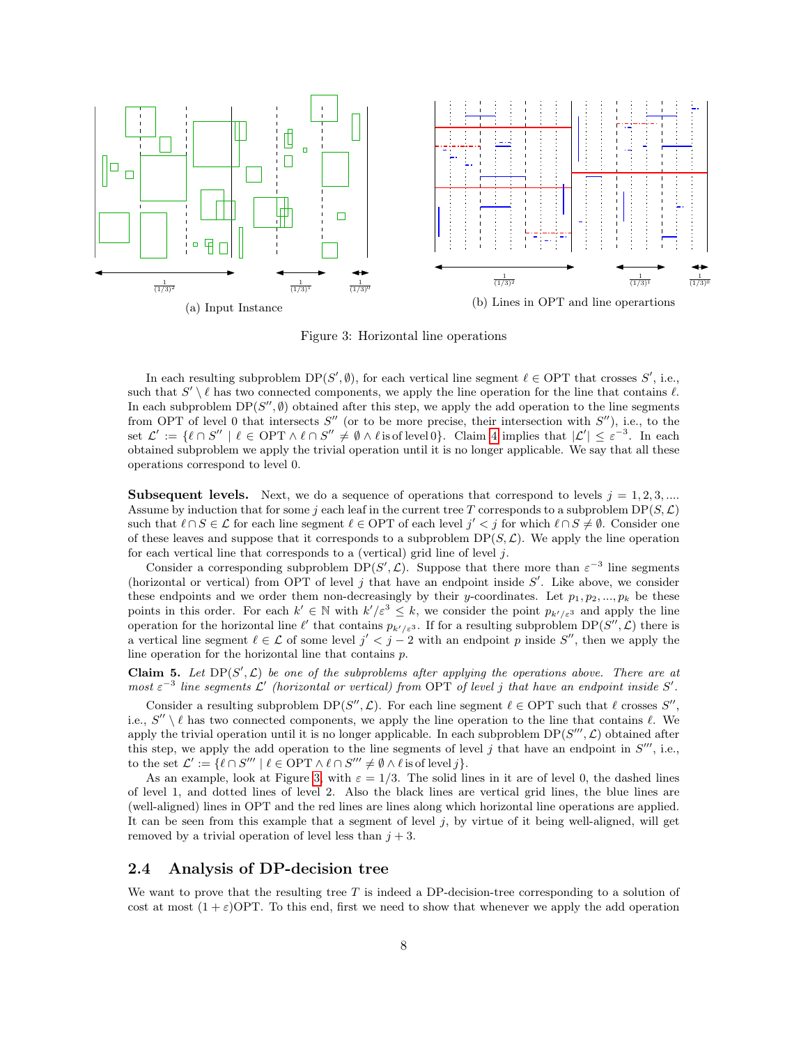(a) Input Instance

(b) Lines in OPT and line operartions

Figure 3: Horizontal line operations

In each resulting subproblem $\mathrm{DP}(S', \emptyset)$, for each vertical line segment $\ell \in \mathrm{OPT}$ that crosses $S'$, i.e., such that $S' \setminus \ell$ has two connected components, we apply the line operation for the line that contains $\ell$. In each subproblem $\mathrm{DP}(S'', \emptyset)$ obtained after this step, we apply the add operation to the line segments from OPT of level 0 that intersects $S''$ (or to be more precise, their intersection with $S''$), i.e., to the set $\mathcal{L}' := \{\ell \cap S'' \mid \ell \in \mathrm{OPT} \wedge \ell \cap S'' \neq \emptyset \wedge \ell \,\text{is of level}\, 0\}$. Claim 4 implies that $|\mathcal{L}'| \leq \varepsilon^{-3}$. In each obtained subproblem we apply the trivial operation until it is no longer applicable. We say that all these operations correspond to level 0.

**Subsequent levels.** Next, we do a sequence of operations that correspond to levels $j = 1, 2, 3, ....$ Assume by induction that for some $j$ each leaf in the current tree $T$ corresponds to a subproblem $\mathrm{DP}(S, \mathcal{L})$ such that $\ell \cap S \in \mathcal{L}$ for each line segment $\ell \in \mathrm{OPT}$ of each level $j' < j$ for which $\ell \cap S \neq \emptyset$. Consider one of these leaves and suppose that it corresponds to a subproblem $\mathrm{DP}(S, \mathcal{L})$. We apply the line operation for each vertical line that corresponds to a (vertical) grid line of level $j$.

Consider a corresponding subproblem $\mathrm{DP}(S', \mathcal{L})$. Suppose that there more than $\varepsilon^{-3}$ line segments (horizontal or vertical) from OPT of level $j$ that have an endpoint inside $S'$. Like above, we consider these endpoints and we order them non-decreasingly by their $y$-coordinates. Let $p_1, p_2, ..., p_k$ be these points in this order. For each $k' \in \mathbb{N}$ with $k'/\varepsilon^3 \leq k$, we consider the point $p_{k'/\varepsilon^3}$ and apply the line operation for the horizontal line $\ell'$ that contains $p_{k'/\varepsilon^3}$. If for a resulting subproblem $\mathrm{DP}(S'', \mathcal{L})$ there is a vertical line segment $\ell \in \mathcal{L}$ of some level $j' < j - 2$ with an endpoint $p$ inside $S''$, then we apply the line operation for the horizontal line that contains $p$.

**Claim 5.** *Let $\mathrm{DP}(S', \mathcal{L})$ be one of the subproblems after applying the operations above. There are at most $\varepsilon^{-3}$ line segments $\mathcal{L}'$ (horizontal or vertical) from* OPT *of level $j$ that have an endpoint inside $S'$.*

Consider a resulting subproblem $\mathrm{DP}(S'', \mathcal{L})$. For each line segment $\ell \in \mathrm{OPT}$ such that $\ell$ crosses $S''$, i.e., $S'' \setminus \ell$ has two connected components, we apply the line operation to the line that contains $\ell$. We apply the trivial operation until it is no longer applicable. In each subproblem $\mathrm{DP}(S''', \mathcal{L})$ obtained after this step, we apply the add operation to the line segments of level $j$ that have an endpoint in $S'''$, i.e., to the set $\mathcal{L}' := \{\ell \cap S''' \mid \ell \in \mathrm{OPT} \wedge \ell \cap S''' \neq \emptyset \wedge \ell \,\text{is of level}\, j\}$.

As an example, look at Figure 3, with $\varepsilon = 1/3$. The solid lines in it are of level 0, the dashed lines of level 1, and dotted lines of level 2. Also the black lines are vertical grid lines, the blue lines are (well-aligned) lines in OPT and the red lines are lines along which horizontal line operations are applied. It can be seen from this example that a segment of level $j$, by virtue of it being well-aligned, will get removed by a trivial operation of level less than $j + 3$.

## 2.4 Analysis of DP-decision tree

We want to prove that the resulting tree $T$ is indeed a DP-decision-tree corresponding to a solution of cost at most $(1 + \varepsilon)\mathrm{OPT}$. To this end, first we need to show that whenever we apply the add operation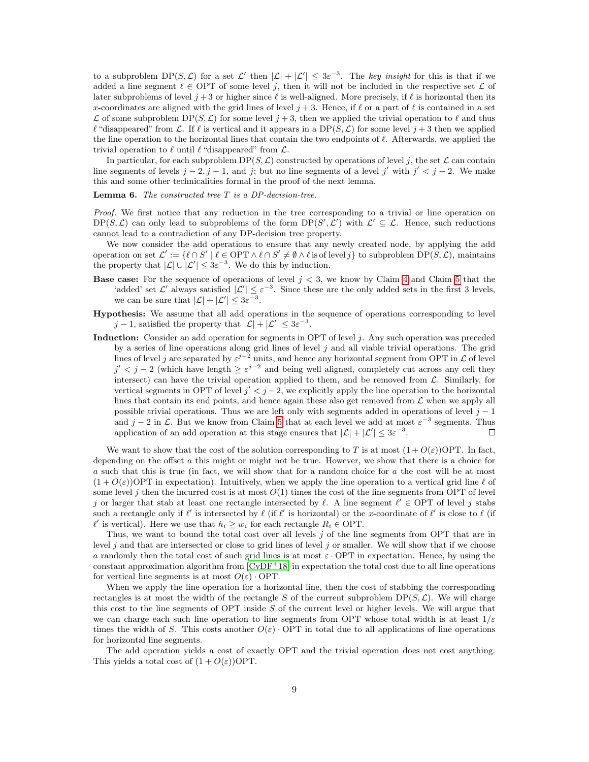to a subproblem $\mathrm{DP}(S, \mathcal{L})$ for a set $\mathcal{L}'$ then $|\mathcal{L}| + |\mathcal{L}'| \leq 3\varepsilon^{-3}$. The *key insight* for this is that if we added a line segment $\ell \in \mathrm{OPT}$ of some level $j$, then it will not be included in the respective set $\mathcal{L}$ of later subproblems of level $j+3$ or higher since $\ell$ is well-aligned. More precisely, if $\ell$ is horizontal then its $x$-coordinates are aligned with the grid lines of level $j+3$. Hence, if $\ell$ or a part of $\ell$ is contained in a set $\mathcal{L}$ of some subproblem $\mathrm{DP}(S, \mathcal{L})$ for some level $j+3$, then we applied the trivial operation to $\ell$ and thus $\ell$ "disappeared" from $\mathcal{L}$. If $\ell$ is vertical and it appears in a $\mathrm{DP}(S, \mathcal{L})$ for some level $j+3$ then we applied the line operation to the horizontal lines that contain the two endpoints of $\ell$. Afterwards, we applied the trivial operation to $\ell$ until $\ell$ "disappeared" from $\mathcal{L}$.

In particular, for each subproblem $\mathrm{DP}(S, \mathcal{L})$ constructed by operations of level $j$, the set $\mathcal{L}$ can contain line segments of levels $j-2, j-1$, and $j$; but no line segments of a level $j'$ with $j' < j-2$. We make this and some other technicalities formal in the proof of the next lemma.

**Lemma 6.** *The constructed tree $T$ is a DP-decision-tree.*

*Proof.* We first notice that any reduction in the tree corresponding to a trivial or line operation on $\mathrm{DP}(S, \mathcal{L})$ can only lead to subproblems of the form $\mathrm{DP}(S', \mathcal{L}')$ with $\mathcal{L}' \subseteq \mathcal{L}$. Hence, such reductions cannot lead to a contradiction of any DP-decision tree property.

We now consider the add operations to ensure that any newly created node, by applying the add operation on set $\mathcal{L}' := \{\ell \cap S' \mid \ell \in \mathrm{OPT} \wedge \ell \cap S' \neq \emptyset \wedge \ell \,\text{is of level}\, j\}$ to subproblem $\mathrm{DP}(S, \mathcal{L})$, maintains the property that $|\mathcal{L}| \cup |\mathcal{L}'| \leq 3\varepsilon^{-3}$. We do this by induction,

**Base case:** For the sequence of operations of level $j < 3$, we know by Claim 4 and Claim 5 that the 'added' set $\mathcal{L}'$ always satisfied $|\mathcal{L}'| \leq \varepsilon^{-3}$. Since these are the only added sets in the first 3 levels, we can be sure that $|\mathcal{L}| + |\mathcal{L}'| \leq 3\varepsilon^{-3}$.

**Hypothesis:** We assume that all add operations in the sequence of operations corresponding to level $j-1$, satisfied the property that $|\mathcal{L}| + |\mathcal{L}'| \leq 3\varepsilon^{-3}$.

**Induction:** Consider an add operation for segments in OPT of level $j$. Any such operation was preceded by a series of line operations along grid lines of level $j$ and all viable trivial operations. The grid lines of level $j$ are separated by $\varepsilon^{j-2}$ units, and hence any horizontal segment from OPT in $\mathcal{L}$ of level $j' < j-2$ (which have length $\geq \varepsilon^{j-2}$ and being well aligned, completely cut across any cell they intersect) can have the trivial operation applied to them, and be removed from $\mathcal{L}$. Similarly, for vertical segments in OPT of level $j' < j-2$, we explicitly apply the line operation to the horizontal lines that contain its end points, and hence again these also get removed from $\mathcal{L}$ when we apply all possible trivial operations. Thus we are left only with segments added in operations of level $j-1$ and $j-2$ in $\mathcal{L}$. But we know from Claim 5 that at each level we add at most $\varepsilon^{-3}$ segments. Thus application of an add operation at this stage ensures that $|\mathcal{L}| + |\mathcal{L}'| \leq 3\varepsilon^{-3}$. $\square$

We want to show that the cost of the solution corresponding to $T$ is at most $(1 + O(\varepsilon))\mathrm{OPT}$. In fact, depending on the offset $a$ this might or might not be true. However, we show that there is a choice for $a$ such that this is true (in fact, we will show that for a random choice for $a$ the cost will be at most $(1 + O(\varepsilon))\mathrm{OPT}$ in expectation). Intuitively, when we apply the line operation to a vertical grid line $\ell$ of some level $j$ then the incurred cost is at most $O(1)$ times the cost of the line segments from OPT of level $j$ or larger that stab at least one rectangle intersected by $\ell$. A line segment $\ell' \in \mathrm{OPT}$ of level $j$ stabs such a rectangle only if $\ell'$ is intersected by $\ell$ (if $\ell'$ is horizontal) or the $x$-coordinate of $\ell'$ is close to $\ell$ (if $\ell'$ is vertical). Here we use that $h_i \geq w_i$ for each rectangle $R_i \in \mathrm{OPT}$.

Thus, we want to bound the total cost over all levels $j$ of the line segments from OPT that are in level $j$ and that are intersected or close to grid lines of level $j$ or smaller. We will show that if we choose $a$ randomly then the total cost of such grid lines is at most $\varepsilon \cdot \mathrm{OPT}$ in expectation. Hence, by using the constant approximation algorithm from [CvDF+18] in expectation the total cost due to all line operations for vertical line segments is at most $O(\varepsilon) \cdot \mathrm{OPT}$.

When we apply the line operation for a horizontal line, then the cost of stabbing the corresponding rectangles is at most the width of the rectangle $S$ of the current subproblem $\mathrm{DP}(S, \mathcal{L})$. We will charge this cost to the line segments of OPT inside $S$ of the current level or higher levels. We will argue that we can charge each such line operation to line segments from OPT whose total width is at least $1/\varepsilon$ times the width of $S$. This costs another $O(\varepsilon) \cdot \mathrm{OPT}$ in total due to all applications of line operations for horizontal line segments.

The add operation yields a cost of exactly OPT and the trivial operation does not cost anything. This yields a total cost of $(1 + O(\varepsilon))\mathrm{OPT}$.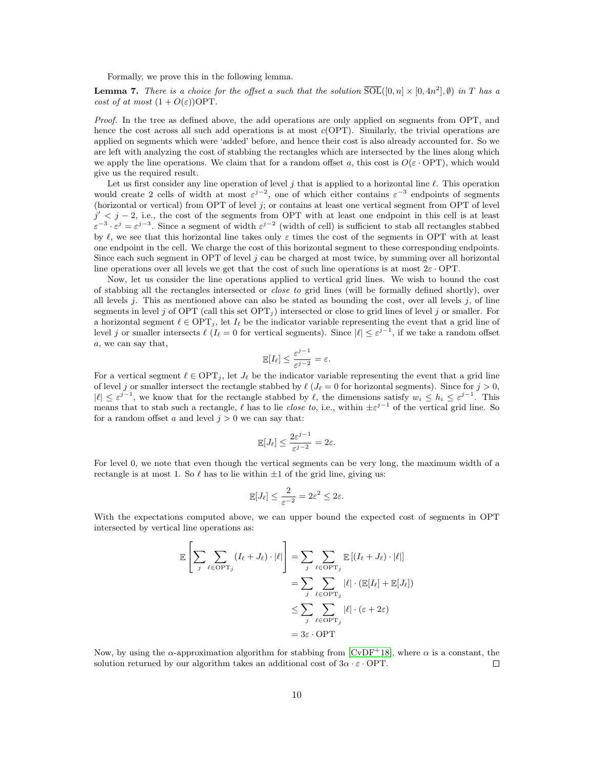Formally, we prove this in the following lemma.

**Lemma 7.** *There is a choice for the offset $a$ such that the solution $\overline{\text{SOL}}([0,n] \times [0,4n^2], \emptyset)$ in $T$ has a cost of at most $(1+O(\varepsilon))\text{OPT}$.*

*Proof.* In the tree as defined above, the add operations are only applied on segments from OPT, and hence the cost across all such add operations is at most $c(\text{OPT})$. Similarly, the trivial operations are applied on segments which were 'added' before, and hence their cost is also already accounted for. So we are left with analyzing the cost of stabbing the rectangles which are intersected by the lines along which we apply the line operations. We claim that for a random offset $a$, this cost is $O(\varepsilon \cdot \text{OPT})$, which would give us the required result.

Let us first consider any line operation of level $j$ that is applied to a horizontal line $\ell$. This operation would create 2 cells of width at most $\varepsilon^{j-2}$, one of which either contains $\varepsilon^{-3}$ endpoints of segments (horizontal or vertical) from OPT of level $j$; or contains at least one vertical segment from OPT of level $j' < j-2$, i.e., the cost of the segments from OPT with at least one endpoint in this cell is at least $\varepsilon^{-3} \cdot \varepsilon^{j} = \varepsilon^{j-3}$. Since a segment of width $\varepsilon^{j-2}$ (width of cell) is sufficient to stab all rectangles stabbed by $\ell$, we see that this horizontal line takes only $\varepsilon$ times the cost of the segments in OPT with at least one endpoint in the cell. We charge the cost of this horizontal segment to these corresponding endpoints. Since each such segment in OPT of level $j$ can be charged at most twice, by summing over all horizontal line operations over all levels we get that the cost of such line operations is at most $2\varepsilon \cdot \text{OPT}$.

Now, let us consider the line operations applied to vertical grid lines. We wish to bound the cost of stabbing all the rectangles intersected or *close to* grid lines (will be formally defined shortly), over all levels $j$. This as mentioned above can also be stated as bounding the cost, over all levels $j$, of line segments in level $j$ of OPT (call this set $\text{OPT}_j$) intersected or close to grid lines of level $j$ or smaller. For a horizontal segment $\ell \in \text{OPT}_j$, let $I_\ell$ be the indicator variable representing the event that a grid line of level $j$ or smaller intersects $\ell$ ($I_\ell = 0$ for vertical segments). Since $|\ell| \leq \varepsilon^{j-1}$, if we take a random offset $a$, we can say that,

$$\mathbb{E}[I_\ell] \leq \frac{\varepsilon^{j-1}}{\varepsilon^{j-2}} = \varepsilon.$$

For a vertical segment $\ell \in \text{OPT}_j$, let $J_\ell$ be the indicator variable representing the event that a grid line of level $j$ or smaller intersect the rectangle stabbed by $\ell$ ($J_\ell = 0$ for horizontal segments). Since for $j > 0$, $|\ell| \leq \varepsilon^{j-1}$, we know that for the rectangle stabbed by $\ell$, the dimensions satisfy $w_i \leq h_i \leq \varepsilon^{j-1}$. This means that to stab such a rectangle, $\ell$ has to lie *close to*, i.e., within $\pm\varepsilon^{j-1}$ of the vertical grid line. So for a random offset $a$ and level $j > 0$ we can say that:

$$\mathbb{E}[J_\ell] \leq \frac{2\varepsilon^{j-1}}{\varepsilon^{j-2}} = 2\varepsilon.$$

For level 0, we note that even though the vertical segments can be very long, the maximum width of a rectangle is at most 1. So $\ell$ has to lie within $\pm 1$ of the grid line, giving us:

$$\mathbb{E}[J_\ell] \leq \frac{2}{\varepsilon^{-2}} = 2\varepsilon^2 \leq 2\varepsilon.$$

With the expectations computed above, we can upper bound the expected cost of segments in OPT intersected by vertical line operations as:

$$\begin{aligned}
\mathbb{E}\left[\sum_j \sum_{\ell \in \text{OPT}_j} (I_\ell + J_\ell) \cdot |\ell|\right] &= \sum_j \sum_{\ell \in \text{OPT}_j} \mathbb{E}\left[(I_\ell + J_\ell) \cdot |\ell|\right] \\
&= \sum_j \sum_{\ell \in \text{OPT}_j} |\ell| \cdot (\mathbb{E}[I_\ell] + \mathbb{E}[J_\ell]) \\
&\leq \sum_j \sum_{\ell \in \text{OPT}_j} |\ell| \cdot (\varepsilon + 2\varepsilon) \\
&= 3\varepsilon \cdot \text{OPT}
\end{aligned}$$

Now, by using the $\alpha$-approximation algorithm for stabbing from [CvDF+18], where $\alpha$ is a constant, the solution returned by our algorithm takes an additional cost of $3\alpha \cdot \varepsilon \cdot \text{OPT}$. $\square$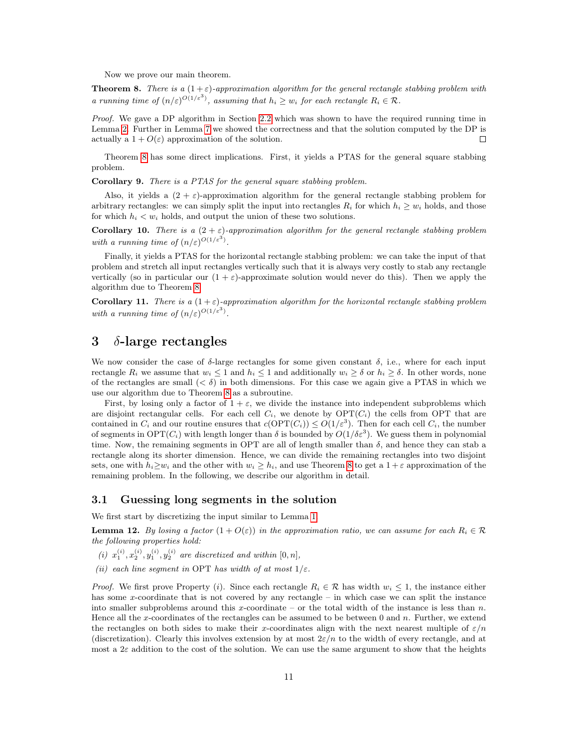Now we prove our main theorem.

**Theorem 8.** *There is a $(1+\varepsilon)$-approximation algorithm for the general rectangle stabbing problem with a running time of $(n/\varepsilon)^{O(1/\varepsilon^3)}$, assuming that $h_i \geq w_i$ for each rectangle $R_i \in \mathcal{R}$.*

*Proof.* We gave a DP algorithm in Section 2.2 which was shown to have the required running time in Lemma 2. Further in Lemma 7 we showed the correctness and that the solution computed by the DP is actually a $1+O(\varepsilon)$ approximation of the solution. □

Theorem 8 has some direct implications. First, it yields a PTAS for the general square stabbing problem.

**Corollary 9.** *There is a PTAS for the general square stabbing problem.*

Also, it yields a $(2+\varepsilon)$-approximation algorithm for the general rectangle stabbing problem for arbitrary rectangles: we can simply split the input into rectangles $R_i$ for which $h_i \geq w_i$ holds, and those for which $h_i < w_i$ holds, and output the union of these two solutions.

**Corollary 10.** *There is a $(2+\varepsilon)$-approximation algorithm for the general rectangle stabbing problem with a running time of $(n/\varepsilon)^{O(1/\varepsilon^3)}$.*

Finally, it yields a PTAS for the horizontal rectangle stabbing problem: we can take the input of that problem and stretch all input rectangles vertically such that it is always very costly to stab any rectangle vertically (so in particular our $(1+\varepsilon)$-approximate solution would never do this). Then we apply the algorithm due to Theorem 8.

**Corollary 11.** *There is a $(1+\varepsilon)$-approximation algorithm for the horizontal rectangle stabbing problem with a running time of $(n/\varepsilon)^{O(1/\varepsilon^3)}$.*

# 3 $\delta$-large rectangles

We now consider the case of $\delta$-large rectangles for some given constant $\delta$, i.e., where for each input rectangle $R_i$ we assume that $w_i \leq 1$ and $h_i \leq 1$ and additionally $w_i \geq \delta$ or $h_i \geq \delta$. In other words, none of the rectangles are small ($< \delta$) in both dimensions. For this case we again give a PTAS in which we use our algorithm due to Theorem 8 as a subroutine.

First, by losing only a factor of $1+\varepsilon$, we divide the instance into independent subproblems which are disjoint rectangular cells. For each cell $C_i$, we denote by $\mathrm{OPT}(C_i)$ the cells from OPT that are contained in $C_i$ and our routine ensures that $c(\mathrm{OPT}(C_i)) \leq O(1/\varepsilon^3)$. Then for each cell $C_i$, the number of segments in $\mathrm{OPT}(C_i)$ with length longer than $\delta$ is bounded by $O(1/\delta\varepsilon^3)$. We guess them in polynomial time. Now, the remaining segments in OPT are all of length smaller than $\delta$, and hence they can stab a rectangle along its shorter dimension. Hence, we can divide the remaining rectangles into two disjoint sets, one with $h_i \geq w_i$ and the other with $w_i \geq h_i$, and use Theorem 8 to get a $1+\varepsilon$ approximation of the remaining problem. In the following, we describe our algorithm in detail.

## 3.1 Guessing long segments in the solution

We first start by discretizing the input similar to Lemma 1.

**Lemma 12.** *By losing a factor $(1+O(\varepsilon))$ in the approximation ratio, we can assume for each $R_i \in \mathcal{R}$ the following properties hold:*

*(i) $x_1^{(i)}, x_2^{(i)}, y_1^{(i)}, y_2^{(i)}$ are discretized and within $[0,n]$,*

*(ii) each line segment in OPT has width of at most $1/\varepsilon$.*

*Proof.* We first prove Property $(i)$. Since each rectangle $R_i \in \mathcal{R}$ has width $w_i \leq 1$, the instance either has some $x$-coordinate that is not covered by any rectangle – in which case we can split the instance into smaller subproblems around this $x$-coordinate – or the total width of the instance is less than $n$. Hence all the $x$-coordinates of the rectangles can be assumed to be between 0 and $n$. Further, we extend the rectangles on both sides to make their $x$-coordinates align with the next nearest multiple of $\varepsilon/n$ (discretization). Clearly this involves extension by at most $2\varepsilon/n$ to the width of every rectangle, and at most a $2\varepsilon$ addition to the cost of the solution. We can use the same argument to show that the heights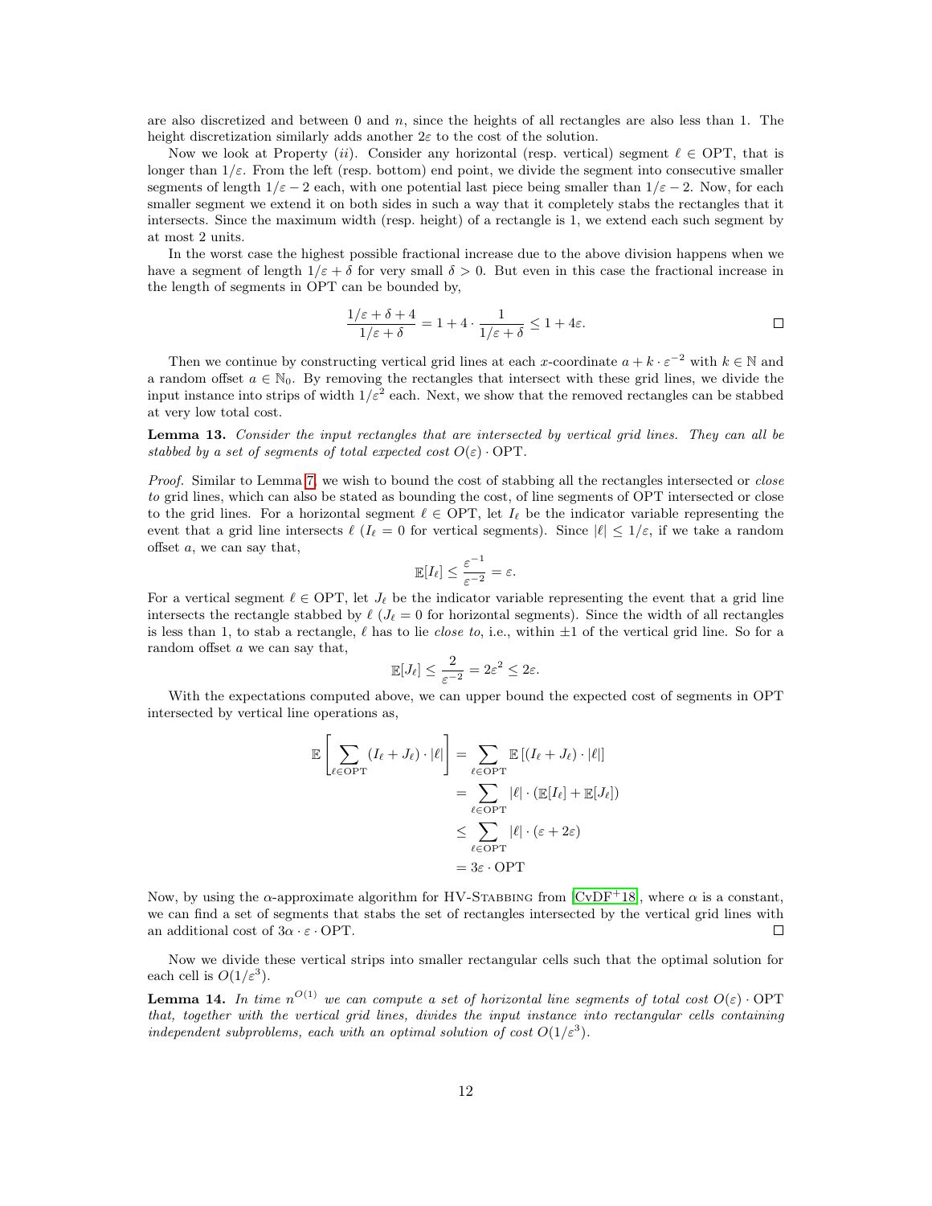are also discretized and between 0 and $n$, since the heights of all rectangles are also less than 1. The height discretization similarly adds another $2\varepsilon$ to the cost of the solution.

Now we look at Property (*ii*). Consider any horizontal (resp. vertical) segment $\ell \in \text{OPT}$, that is longer than $1/\varepsilon$. From the left (resp. bottom) end point, we divide the segment into consecutive smaller segments of length $1/\varepsilon - 2$ each, with one potential last piece being smaller than $1/\varepsilon - 2$. Now, for each smaller segment we extend it on both sides in such a way that it completely stabs the rectangles that it intersects. Since the maximum width (resp. height) of a rectangle is 1, we extend each such segment by at most 2 units.

In the worst case the highest possible fractional increase due to the above division happens when we have a segment of length $1/\varepsilon + \delta$ for very small $\delta > 0$. But even in this case the fractional increase in the length of segments in OPT can be bounded by,

$$\frac{1/\varepsilon + \delta + 4}{1/\varepsilon + \delta} = 1 + 4 \cdot \frac{1}{1/\varepsilon + \delta} \leq 1 + 4\varepsilon.$$

□

Then we continue by constructing vertical grid lines at each $x$-coordinate $a + k \cdot \varepsilon^{-2}$ with $k \in \mathbb{N}$ and a random offset $a \in \mathbb{N}_0$. By removing the rectangles that intersect with these grid lines, we divide the input instance into strips of width $1/\varepsilon^2$ each. Next, we show that the removed rectangles can be stabbed at very low total cost.

**Lemma 13.** *Consider the input rectangles that are intersected by vertical grid lines. They can all be stabbed by a set of segments of total expected cost $O(\varepsilon) \cdot \text{OPT}$.*

*Proof.* Similar to Lemma 7, we wish to bound the cost of stabbing all the rectangles intersected or *close to* grid lines, which can also be stated as bounding the cost, of line segments of OPT intersected or close to the grid lines. For a horizontal segment $\ell \in \text{OPT}$, let $I_\ell$ be the indicator variable representing the event that a grid line intersects $\ell$ ($I_\ell = 0$ for vertical segments). Since $|\ell| \leq 1/\varepsilon$, if we take a random offset $a$, we can say that,

$$\mathbb{E}[I_\ell] \leq \frac{\varepsilon^{-1}}{\varepsilon^{-2}} = \varepsilon.$$

For a vertical segment $\ell \in \text{OPT}$, let $J_\ell$ be the indicator variable representing the event that a grid line intersects the rectangle stabbed by $\ell$ ($J_\ell = 0$ for horizontal segments). Since the width of all rectangles is less than 1, to stab a rectangle, $\ell$ has to lie *close to*, i.e., within $\pm 1$ of the vertical grid line. So for a random offset $a$ we can say that,

$$\mathbb{E}[J_\ell] \leq \frac{2}{\varepsilon^{-2}} = 2\varepsilon^2 \leq 2\varepsilon.$$

With the expectations computed above, we can upper bound the expected cost of segments in OPT intersected by vertical line operations as,

$$\begin{aligned}
\mathbb{E}\left[\sum_{\ell \in \text{OPT}} (I_\ell + J_\ell) \cdot |\ell|\right] &= \sum_{\ell \in \text{OPT}} \mathbb{E}\left[(I_\ell + J_\ell) \cdot |\ell|\right] \\
&= \sum_{\ell \in \text{OPT}} |\ell| \cdot (\mathbb{E}[I_\ell] + \mathbb{E}[J_\ell]) \\
&\leq \sum_{\ell \in \text{OPT}} |\ell| \cdot (\varepsilon + 2\varepsilon) \\
&= 3\varepsilon \cdot \text{OPT}
\end{aligned}$$

Now, by using the $\alpha$-approximate algorithm for HV-Stabbing from [CvDF+18], where $\alpha$ is a constant, we can find a set of segments that stabs the set of rectangles intersected by the vertical grid lines with an additional cost of $3\alpha \cdot \varepsilon \cdot \text{OPT}$. □

Now we divide these vertical strips into smaller rectangular cells such that the optimal solution for each cell is $O(1/\varepsilon^3)$.

**Lemma 14.** *In time $n^{O(1)}$ we can compute a set of horizontal line segments of total cost $O(\varepsilon) \cdot \text{OPT}$ that, together with the vertical grid lines, divides the input instance into rectangular cells containing independent subproblems, each with an optimal solution of cost $O(1/\varepsilon^3)$.*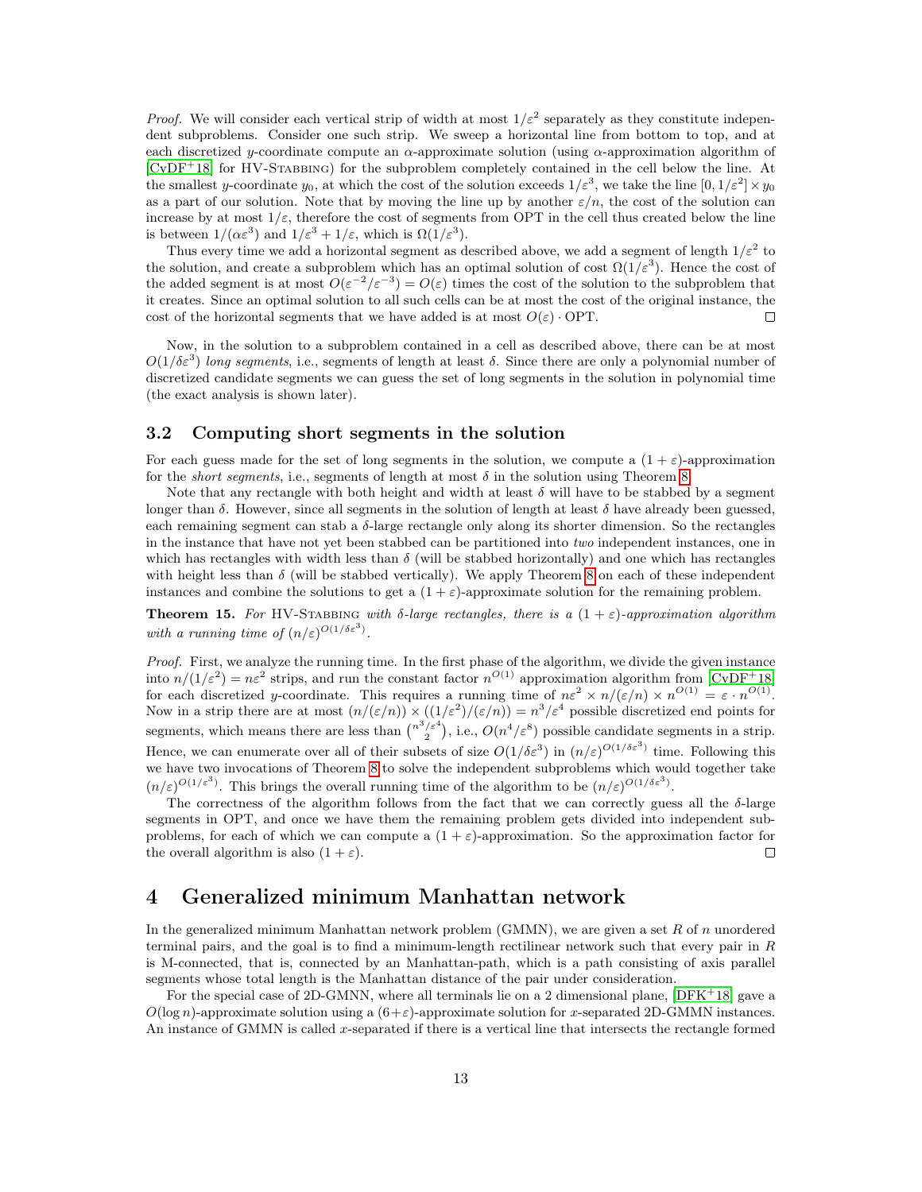*Proof.* We will consider each vertical strip of width at most $1/\varepsilon^2$ separately as they constitute independent subproblems. Consider one such strip. We sweep a horizontal line from bottom to top, and at each discretized $y$-coordinate compute an $\alpha$-approximate solution (using $\alpha$-approximation algorithm of [CvDF+18] for HV-Stabbing) for the subproblem completely contained in the cell below the line. At the smallest $y$-coordinate $y_0$, at which the cost of the solution exceeds $1/\varepsilon^3$, we take the line $[0, 1/\varepsilon^2] \times y_0$ as a part of our solution. Note that by moving the line up by another $\varepsilon/n$, the cost of the solution can increase by at most $1/\varepsilon$, therefore the cost of segments from OPT in the cell thus created below the line is between $1/(\alpha\varepsilon^3)$ and $1/\varepsilon^3 + 1/\varepsilon$, which is $\Omega(1/\varepsilon^3)$.

Thus every time we add a horizontal segment as described above, we add a segment of length $1/\varepsilon^2$ to the solution, and create a subproblem which has an optimal solution of cost $\Omega(1/\varepsilon^3)$. Hence the cost of the added segment is at most $O(\varepsilon^{-2}/\varepsilon^{-3}) = O(\varepsilon)$ times the cost of the solution to the subproblem that it creates. Since an optimal solution to all such cells can be at most the cost of the original instance, the cost of the horizontal segments that we have added is at most $O(\varepsilon) \cdot \mathrm{OPT}$. □

Now, in the solution to a subproblem contained in a cell as described above, there can be at most $O(1/\delta\varepsilon^3)$ *long segments*, i.e., segments of length at least $\delta$. Since there are only a polynomial number of discretized candidate segments we can guess the set of long segments in the solution in polynomial time (the exact analysis is shown later).

## 3.2 Computing short segments in the solution

For each guess made for the set of long segments in the solution, we compute a $(1+\varepsilon)$-approximation for the *short segments*, i.e., segments of length at most $\delta$ in the solution using Theorem 8.

Note that any rectangle with both height and width at least $\delta$ will have to be stabbed by a segment longer than $\delta$. However, since all segments in the solution of length at least $\delta$ have already been guessed, each remaining segment can stab a $\delta$-large rectangle only along its shorter dimension. So the rectangles in the instance that have not yet been stabbed can be partitioned into *two* independent instances, one in which has rectangles with width less than $\delta$ (will be stabbed horizontally) and one which has rectangles with height less than $\delta$ (will be stabbed vertically). We apply Theorem 8 on each of these independent instances and combine the solutions to get a $(1+\varepsilon)$-approximate solution for the remaining problem.

**Theorem 15.** *For* HV-Stabbing *with $\delta$-large rectangles, there is a $(1+\varepsilon)$-approximation algorithm with a running time of $(n/\varepsilon)^{O(1/\delta\varepsilon^3)}$.*

*Proof.* First, we analyze the running time. In the first phase of the algorithm, we divide the given instance into $n/(1/\varepsilon^2) = n\varepsilon^2$ strips, and run the constant factor $n^{O(1)}$ approximation algorithm from [CvDF+18] for each discretized $y$-coordinate. This requires a running time of $n\varepsilon^2 \times n/(\varepsilon/n) \times n^{O(1)} = \varepsilon \cdot n^{O(1)}$. Now in a strip there are at most $(n/(\varepsilon/n)) \times ((1/\varepsilon^2)/(\varepsilon/n)) = n^3/\varepsilon^4$ possible discretized end points for segments, which means there are less than $\binom{n^3/\varepsilon^4}{2}$, i.e., $O(n^4/\varepsilon^8)$ possible candidate segments in a strip. Hence, we can enumerate over all of their subsets of size $O(1/\delta\varepsilon^3)$ in $(n/\varepsilon)^{O(1/\delta\varepsilon^3)}$ time. Following this we have two invocations of Theorem 8 to solve the independent subproblems which would together take $(n/\varepsilon)^{O(1/\varepsilon^3)}$. This brings the overall running time of the algorithm to be $(n/\varepsilon)^{O(1/\delta\varepsilon^3)}$.

The correctness of the algorithm follows from the fact that we can correctly guess all the $\delta$-large segments in OPT, and once we have them the remaining problem gets divided into independent subproblems, for each of which we can compute a $(1+\varepsilon)$-approximation. So the approximation factor for the overall algorithm is also $(1+\varepsilon)$. □

# 4 Generalized minimum Manhattan network

In the generalized minimum Manhattan network problem (GMMN), we are given a set $R$ of $n$ unordered terminal pairs, and the goal is to find a minimum-length rectilinear network such that every pair in $R$ is M-connected, that is, connected by an Manhattan-path, which is a path consisting of axis parallel segments whose total length is the Manhattan distance of the pair under consideration.

For the special case of 2D-GMNN, where all terminals lie on a 2 dimensional plane, [DFK+18] gave a $O(\log n)$-approximate solution using a $(6+\varepsilon)$-approximate solution for $x$-separated 2D-GMMN instances. An instance of GMMN is called $x$-separated if there is a vertical line that intersects the rectangle formed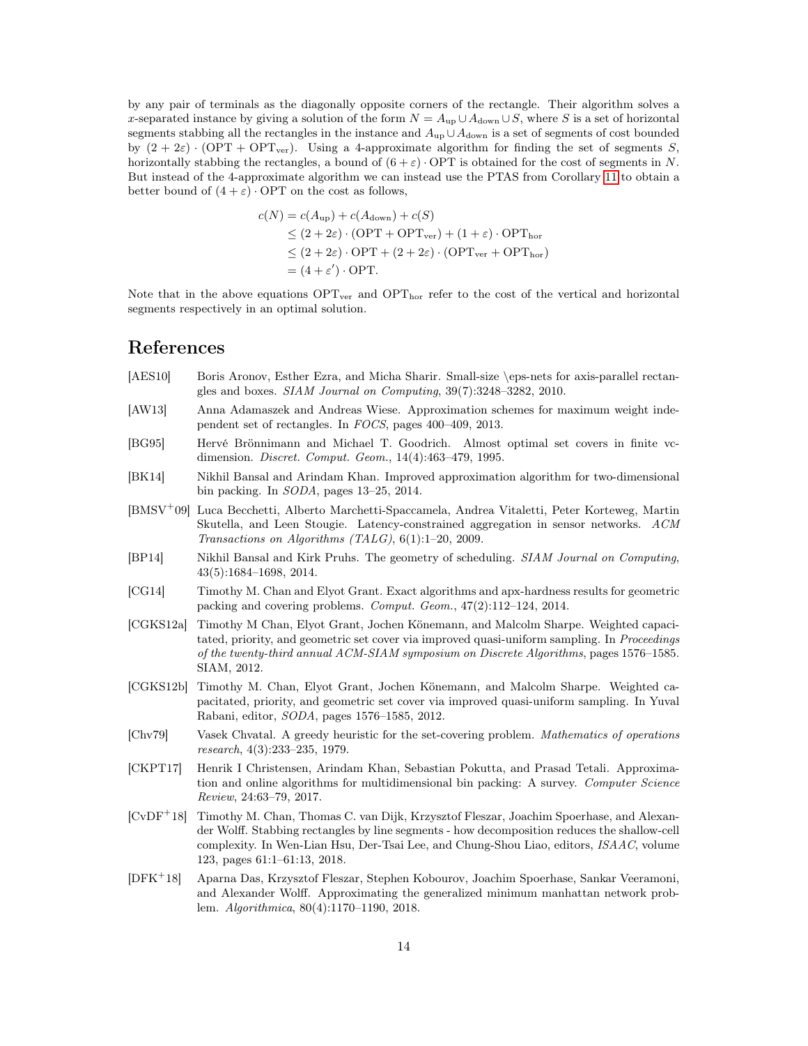by any pair of terminals as the diagonally opposite corners of the rectangle. Their algorithm solves a $x$-separated instance by giving a solution of the form $N = A_{\text{up}} \cup A_{\text{down}} \cup S$, where $S$ is a set of horizontal segments stabbing all the rectangles in the instance and $A_{\text{up}} \cup A_{\text{down}}$ is a set of segments of cost bounded by $(2+2\varepsilon) \cdot (\text{OPT} + \text{OPT}_{\text{ver}})$. Using a 4-approximate algorithm for finding the set of segments $S$, horizontally stabbing the rectangles, a bound of $(6+\varepsilon) \cdot \text{OPT}$ is obtained for the cost of segments in $N$. But instead of the 4-approximate algorithm we can instead use the PTAS from Corollary 11 to obtain a better bound of $(4+\varepsilon) \cdot \text{OPT}$ on the cost as follows,

$$
\begin{aligned}
c(N) &= c(A_{\text{up}}) + c(A_{\text{down}}) + c(S) \\
&\leq (2+2\varepsilon) \cdot (\text{OPT} + \text{OPT}_{\text{ver}}) + (1+\varepsilon) \cdot \text{OPT}_{\text{hor}} \\
&\leq (2+2\varepsilon) \cdot \text{OPT} + (2+2\varepsilon) \cdot (\text{OPT}_{\text{ver}} + \text{OPT}_{\text{hor}}) \\
&= (4+\varepsilon') \cdot \text{OPT}.
\end{aligned}
$$

Note that in the above equations $\text{OPT}_{\text{ver}}$ and $\text{OPT}_{\text{hor}}$ refer to the cost of the vertical and horizontal segments respectively in an optimal solution.

# References

[AES10] Boris Aronov, Esther Ezra, and Micha Sharir. Small-size \eps-nets for axis-parallel rectangles and boxes. *SIAM Journal on Computing*, 39(7):3248–3282, 2010.

[AW13] Anna Adamaszek and Andreas Wiese. Approximation schemes for maximum weight independent set of rectangles. In *FOCS*, pages 400–409, 2013.

[BG95] Hervé Brönnimann and Michael T. Goodrich. Almost optimal set covers in finite vc-dimension. *Discret. Comput. Geom.*, 14(4):463–479, 1995.

[BK14] Nikhil Bansal and Arindam Khan. Improved approximation algorithm for two-dimensional bin packing. In *SODA*, pages 13–25, 2014.

[BMSV+09] Luca Becchetti, Alberto Marchetti-Spaccamela, Andrea Vitaletti, Peter Korteweg, Martin Skutella, and Leen Stougie. Latency-constrained aggregation in sensor networks. *ACM Transactions on Algorithms (TALG)*, 6(1):1–20, 2009.

[BP14] Nikhil Bansal and Kirk Pruhs. The geometry of scheduling. *SIAM Journal on Computing*, 43(5):1684–1698, 2014.

[CG14] Timothy M. Chan and Elyot Grant. Exact algorithms and apx-hardness results for geometric packing and covering problems. *Comput. Geom.*, 47(2):112–124, 2014.

[CGKS12a] Timothy M Chan, Elyot Grant, Jochen Könemann, and Malcolm Sharpe. Weighted capacitated, priority, and geometric set cover via improved quasi-uniform sampling. In *Proceedings of the twenty-third annual ACM-SIAM symposium on Discrete Algorithms*, pages 1576–1585. SIAM, 2012.

[CGKS12b] Timothy M. Chan, Elyot Grant, Jochen Könemann, and Malcolm Sharpe. Weighted capacitated, priority, and geometric set cover via improved quasi-uniform sampling. In Yuval Rabani, editor, *SODA*, pages 1576–1585, 2012.

[Chv79] Vasek Chvatal. A greedy heuristic for the set-covering problem. *Mathematics of operations research*, 4(3):233–235, 1979.

[CKPT17] Henrik I Christensen, Arindam Khan, Sebastian Pokutta, and Prasad Tetali. Approximation and online algorithms for multidimensional bin packing: A survey. *Computer Science Review*, 24:63–79, 2017.

[CvDF+18] Timothy M. Chan, Thomas C. van Dijk, Krzysztof Fleszar, Joachim Spoerhase, and Alexander Wolff. Stabbing rectangles by line segments - how decomposition reduces the shallow-cell complexity. In Wen-Lian Hsu, Der-Tsai Lee, and Chung-Shou Liao, editors, *ISAAC*, volume 123, pages 61:1–61:13, 2018.

[DFK+18] Aparna Das, Krzysztof Fleszar, Stephen Kobourov, Joachim Spoerhase, Sankar Veeramoni, and Alexander Wolff. Approximating the generalized minimum manhattan network problem. *Algorithmica*, 80(4):1170–1190, 2018.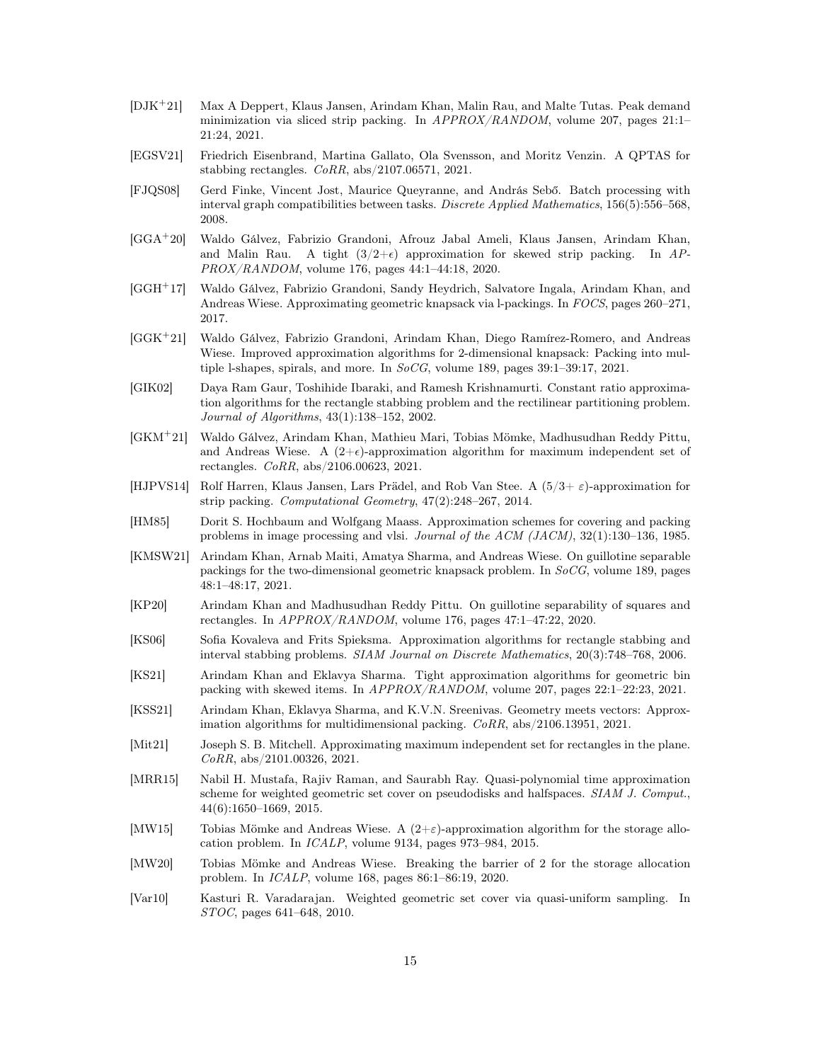[DJK+21] Max A Deppert, Klaus Jansen, Arindam Khan, Malin Rau, and Malte Tutas. Peak demand minimization via sliced strip packing. In *APPROX/RANDOM*, volume 207, pages 21:1–21:24, 2021.

[EGSV21] Friedrich Eisenbrand, Martina Gallato, Ola Svensson, and Moritz Venzin. A QPTAS for stabbing rectangles. *CoRR*, abs/2107.06571, 2021.

[FJQS08] Gerd Finke, Vincent Jost, Maurice Queyranne, and András Sebő. Batch processing with interval graph compatibilities between tasks. *Discrete Applied Mathematics*, 156(5):556–568, 2008.

[GGA+20] Waldo Gálvez, Fabrizio Grandoni, Afrouz Jabal Ameli, Klaus Jansen, Arindam Khan, and Malin Rau. A tight $(3/2+\epsilon)$ approximation for skewed strip packing. In *APPROX/RANDOM*, volume 176, pages 44:1–44:18, 2020.

[GGH+17] Waldo Gálvez, Fabrizio Grandoni, Sandy Heydrich, Salvatore Ingala, Arindam Khan, and Andreas Wiese. Approximating geometric knapsack via l-packings. In *FOCS*, pages 260–271, 2017.

[GGK+21] Waldo Gálvez, Fabrizio Grandoni, Arindam Khan, Diego Ramírez-Romero, and Andreas Wiese. Improved approximation algorithms for 2-dimensional knapsack: Packing into multiple l-shapes, spirals, and more. In *SoCG*, volume 189, pages 39:1–39:17, 2021.

[GIK02] Daya Ram Gaur, Toshihide Ibaraki, and Ramesh Krishnamurti. Constant ratio approximation algorithms for the rectangle stabbing problem and the rectilinear partitioning problem. *Journal of Algorithms*, 43(1):138–152, 2002.

[GKM+21] Waldo Gálvez, Arindam Khan, Mathieu Mari, Tobias Mömke, Madhusudhan Reddy Pittu, and Andreas Wiese. A $(2+\epsilon)$-approximation algorithm for maximum independent set of rectangles. *CoRR*, abs/2106.00623, 2021.

[HJPVS14] Rolf Harren, Klaus Jansen, Lars Prädel, and Rob Van Stee. A $(5/3+\varepsilon)$-approximation for strip packing. *Computational Geometry*, 47(2):248–267, 2014.

[HM85] Dorit S. Hochbaum and Wolfgang Maass. Approximation schemes for covering and packing problems in image processing and vlsi. *Journal of the ACM (JACM)*, 32(1):130–136, 1985.

[KMSW21] Arindam Khan, Arnab Maiti, Amatya Sharma, and Andreas Wiese. On guillotine separable packings for the two-dimensional geometric knapsack problem. In *SoCG*, volume 189, pages 48:1–48:17, 2021.

[KP20] Arindam Khan and Madhusudhan Reddy Pittu. On guillotine separability of squares and rectangles. In *APPROX/RANDOM*, volume 176, pages 47:1–47:22, 2020.

[KS06] Sofia Kovaleva and Frits Spieksma. Approximation algorithms for rectangle stabbing and interval stabbing problems. *SIAM Journal on Discrete Mathematics*, 20(3):748–768, 2006.

[KS21] Arindam Khan and Eklavya Sharma. Tight approximation algorithms for geometric bin packing with skewed items. In *APPROX/RANDOM*, volume 207, pages 22:1–22:23, 2021.

[KSS21] Arindam Khan, Eklavya Sharma, and K.V.N. Sreenivas. Geometry meets vectors: Approximation algorithms for multidimensional packing. *CoRR*, abs/2106.13951, 2021.

[Mit21] Joseph S. B. Mitchell. Approximating maximum independent set for rectangles in the plane. *CoRR*, abs/2101.00326, 2021.

[MRR15] Nabil H. Mustafa, Rajiv Raman, and Saurabh Ray. Quasi-polynomial time approximation scheme for weighted geometric set cover on pseudodisks and halfspaces. *SIAM J. Comput.*, 44(6):1650–1669, 2015.

[MW15] Tobias Mömke and Andreas Wiese. A $(2+\varepsilon)$-approximation algorithm for the storage allocation problem. In *ICALP*, volume 9134, pages 973–984, 2015.

[MW20] Tobias Mömke and Andreas Wiese. Breaking the barrier of 2 for the storage allocation problem. In *ICALP*, volume 168, pages 86:1–86:19, 2020.

[Var10] Kasturi R. Varadarajan. Weighted geometric set cover via quasi-uniform sampling. In *STOC*, pages 641–648, 2010.